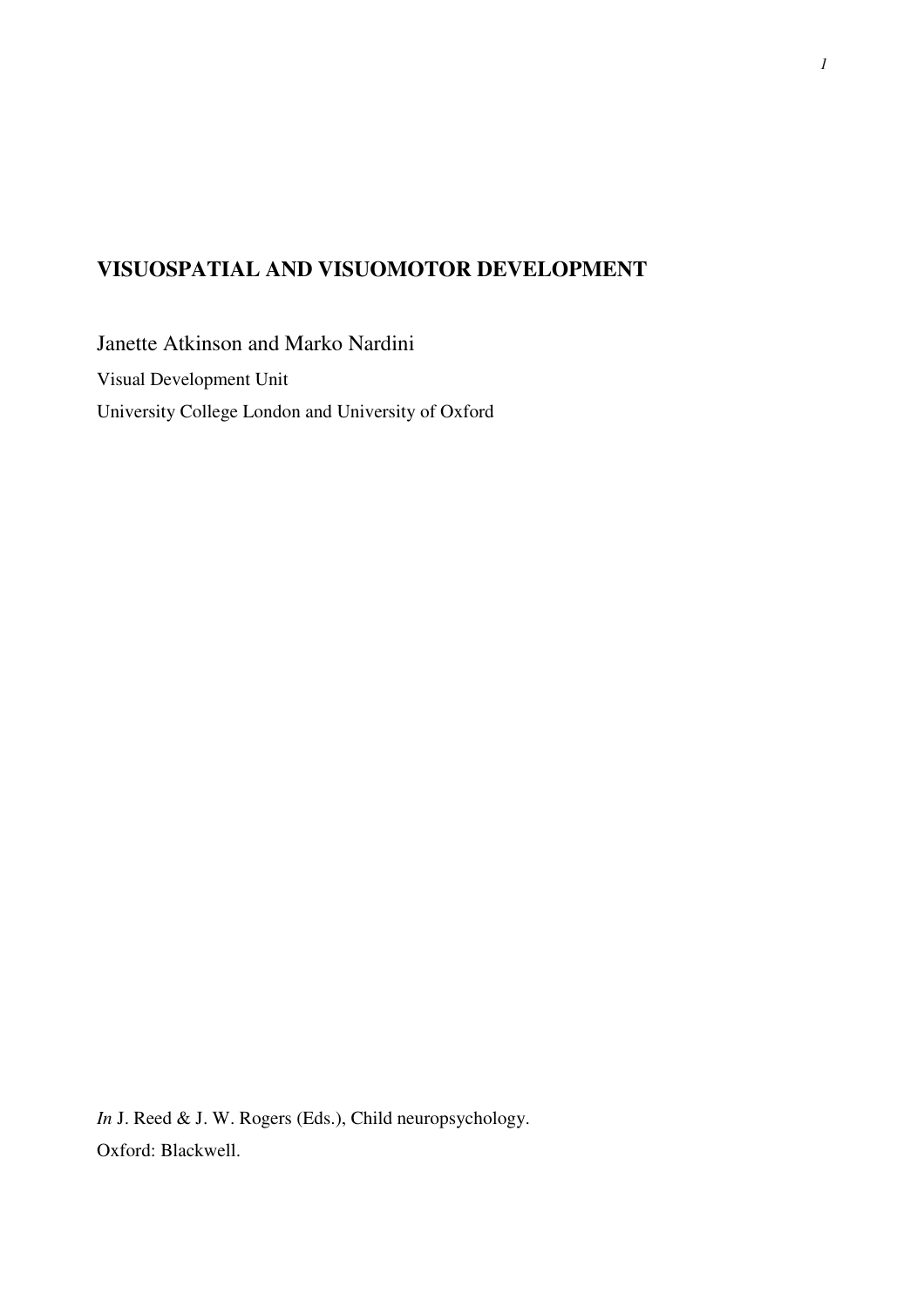# VISUOSPATIAL AND VISUOMOTOR DEVELOPMENT

Janette Atkinson and Marko Nardini

Visual Development Unit

University College London and University of Oxford

*In* J. Reed & J. W. Rogers (Eds.), Child neuropsychology.

Oxford: Blackwell.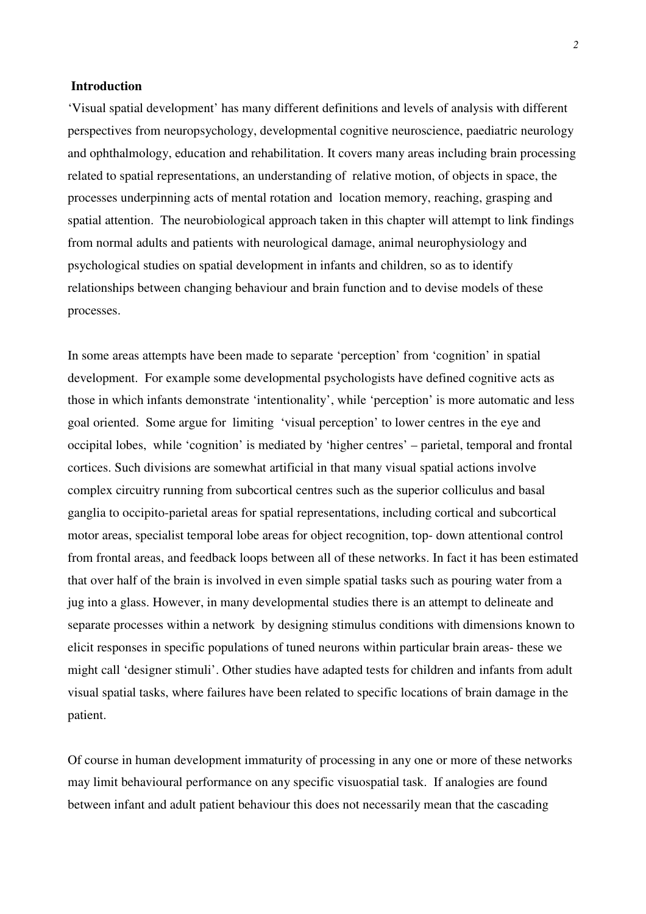## Introduction

'Visual spatial development' has many different definitions and levels of analysis with different perspectives from neuropsychology, developmental cognitive neuroscience, paediatric neurology and ophthalmology, education and rehabilitation. It covers many areas including brain processing related to spatial representations, an understanding of relative motion, of objects in space, the processes underpinning acts of mental rotation and location memory, reaching, grasping and spatial attention. The neurobiological approach taken in this chapter will attempt to link findings from normal adults and patients with neurological damage, animal neurophysiology and psychological studies on spatial development in infants and children, so as to identify relationships between changing behaviour and brain function and to devise models of these processes.

In some areas attempts have been made to separate 'perception' from 'cognition' in spatial development. For example some developmental psychologists have defined cognitive acts as those in which infants demonstrate 'intentionality', while 'perception' is more automatic and less goal oriented. Some argue for limiting 'visual perception' to lower centres in the eye and occipital lobes, while 'cognition' is mediated by 'higher centres' – parietal, temporal and frontal cortices. Such divisions are somewhat artificial in that many visual spatial actions involve complex circuitry running from subcortical centres such as the superior colliculus and basal ganglia to occipito-parietal areas for spatial representations, including cortical and subcortical motor areas, specialist temporal lobe areas for object recognition, top- down attentional control from frontal areas, and feedback loops between all of these networks. In fact it has been estimated that over half of the brain is involved in even simple spatial tasks such as pouring water from a jug into a glass. However, in many developmental studies there is an attempt to delineate and separate processes within a network by designing stimulus conditions with dimensions known to elicit responses in specific populations of tuned neurons within particular brain areas- these we might call 'designer stimuli'. Other studies have adapted tests for children and infants from adult visual spatial tasks, where failures have been related to specific locations of brain damage in the patient.

Of course in human development immaturity of processing in any one or more of these networks may limit behavioural performance on any specific visuospatial task. If analogies are found between infant and adult patient behaviour this does not necessarily mean that the cascading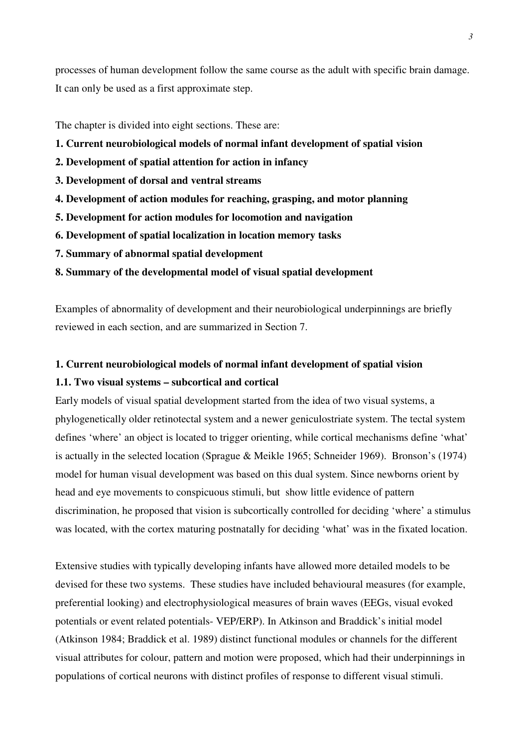processes of human development follow the same course as the adult with specific brain damage. It can only be used as a first approximate step.

The chapter is divided into eight sections. These are:

**1. Current neurobiological models of normal infant development of spatial vision**

**2. Development of spatial attention for action in infancy**

**3. Development of dorsal and ventral streams**

**4. Development of action modules for reaching, grasping, and motor planning**

**5. Development for action modules for locomotion and navigation**

**6. Development of spatial localization in location memory tasks**

**7. Summary of abnormal spatial development**

**8. Summary of the developmental model of visual spatial development**

Examples of abnormality of development and their neurobiological underpinnings are briefly reviewed in each section, and are summarized in Section 7.

## 1. Current neurobiological models of normal infant development of spatial vision

### 1.1. Two visual systems – subcortical and cortical

Early models of visual spatial development started from the idea of two visual systems, a phylogenetically older retinotectal system and a newer geniculostriate system. The tectal system defines 'where' an object is located to trigger orienting, while cortical mechanisms define 'what' is actually in the selected location (Sprague & Meikle 1965; Schneider 1969). Bronson's (1974) model for human visual development was based on this dual system. Since newborns orient by head and eye movements to conspicuous stimuli, but show little evidence of pattern discrimination, he proposed that vision is subcortically controlled for deciding 'where' a stimulus was located, with the cortex maturing postnatally for deciding 'what' was in the fixated location.

Extensive studies with typically developing infants have allowed more detailed models to be devised for these two systems. These studies have included behavioural measures (for example, preferential looking) and electrophysiological measures of brain waves (EEGs, visual evoked potentials or event related potentials- VEP/ERP). In Atkinson and Braddick's initial model (Atkinson 1984; Braddick et al. 1989) distinct functional modules or channels for the different visual attributes for colour, pattern and motion were proposed, which had their underpinnings in populations of cortical neurons with distinct profiles of response to different visual stimuli.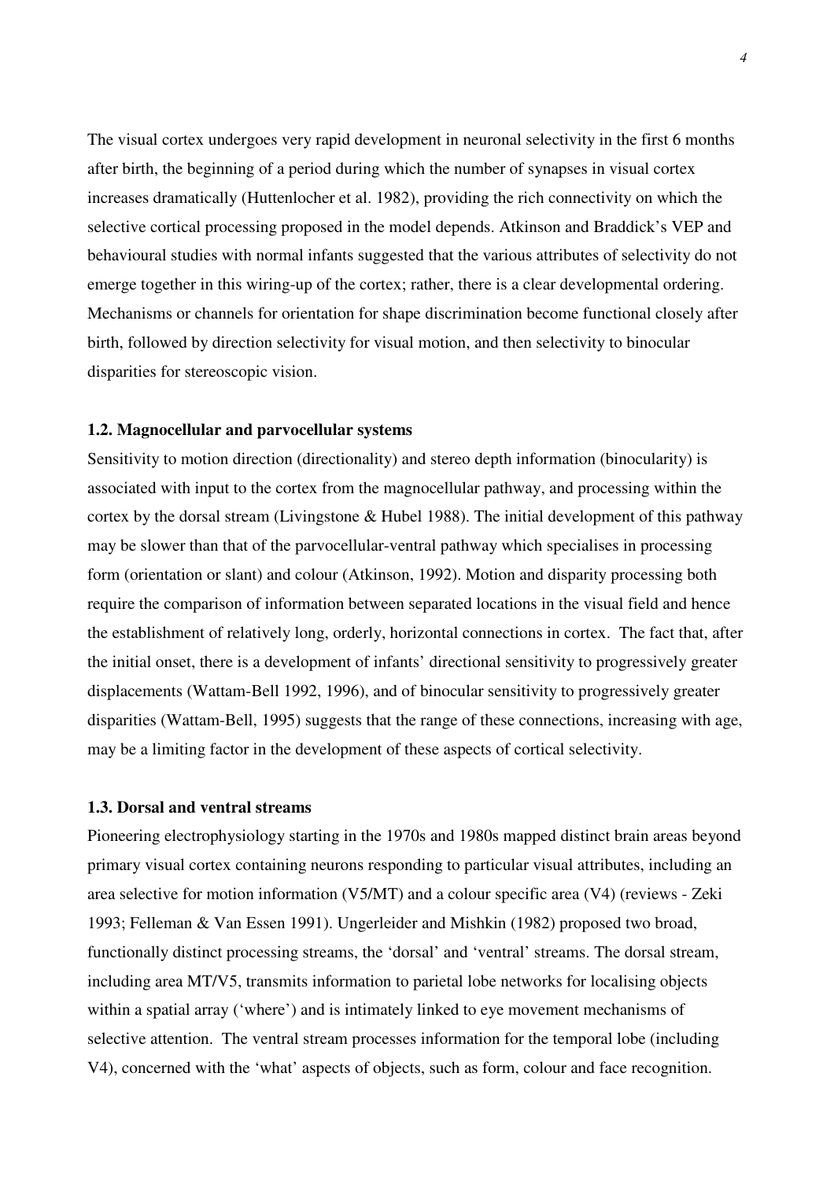The visual cortex undergoes very rapid development in neuronal selectivity in the first 6 months after birth, the beginning of a period during which the number of synapses in visual cortex increases dramatically (Huttenlocher et al. 1982), providing the rich connectivity on which the selective cortical processing proposed in the model depends. Atkinson and Braddick's VEP and behavioural studies with normal infants suggested that the various attributes of selectivity do not emerge together in this wiring-up of the cortex; rather, there is a clear developmental ordering. Mechanisms or channels for orientation for shape discrimination become functional closely after birth, followed by direction selectivity for visual motion, and then selectivity to binocular disparities for stereoscopic vision.

### 1.2. Magnocellular and parvocellular systems

Sensitivity to motion direction (directionality) and stereo depth information (binocularity) is associated with input to the cortex from the magnocellular pathway, and processing within the cortex by the dorsal stream (Livingstone & Hubel 1988). The initial development of this pathway may be slower than that of the parvocellular-ventral pathway which specialises in processing form (orientation or slant) and colour (Atkinson, 1992). Motion and disparity processing both require the comparison of information between separated locations in the visual field and hence the establishment of relatively long, orderly, horizontal connections in cortex. The fact that, after the initial onset, there is a development of infants' directional sensitivity to progressively greater displacements (Wattam-Bell 1992, 1996), and of binocular sensitivity to progressively greater disparities (Wattam-Bell, 1995) suggests that the range of these connections, increasing with age, may be a limiting factor in the development of these aspects of cortical selectivity.

### 1.3. Dorsal and ventral streams

Pioneering electrophysiology starting in the 1970s and 1980s mapped distinct brain areas beyond primary visual cortex containing neurons responding to particular visual attributes, including an area selective for motion information (V5/MT) and a colour specific area (V4) (reviews - Zeki 1993; Felleman & Van Essen 1991). Ungerleider and Mishkin (1982) proposed two broad, functionally distinct processing streams, the 'dorsal' and 'ventral' streams. The dorsal stream, including area MT/V5, transmits information to parietal lobe networks for localising objects within a spatial array ('where') and is intimately linked to eye movement mechanisms of selective attention. The ventral stream processes information for the temporal lobe (including V4), concerned with the 'what' aspects of objects, such as form, colour and face recognition.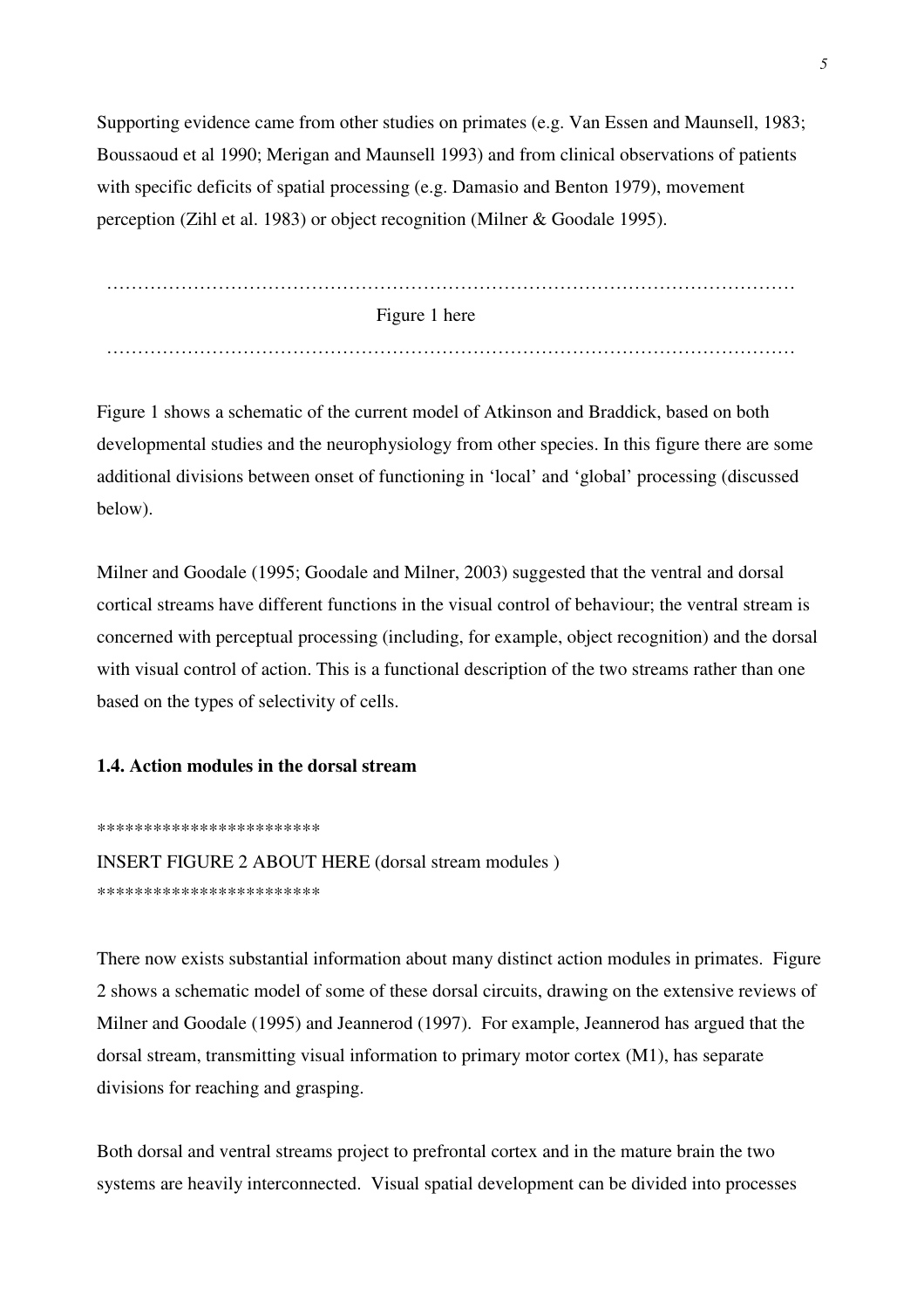Supporting evidence came from other studies on primates (e.g. Van Essen and Maunsell, 1983; Boussaoud et al 1990; Merigan and Maunsell 1993) and from clinical observations of patients with specific deficits of spatial processing (e.g. Damasio and Benton 1979), movement perception (Zihl et al. 1983) or object recognition (Milner & Goodale 1995).

…………………………………………………………………………………………………

Figure 1 here

…………………………………………………………………………………………………

Figure 1 shows a schematic of the current model of Atkinson and Braddick, based on both developmental studies and the neurophysiology from other species. In this figure there are some additional divisions between onset of functioning in 'local' and 'global' processing (discussed below).

Milner and Goodale (1995; Goodale and Milner, 2003) suggested that the ventral and dorsal cortical streams have different functions in the visual control of behaviour; the ventral stream is concerned with perceptual processing (including, for example, object recognition) and the dorsal with visual control of action. This is a functional description of the two streams rather than one based on the types of selectivity of cells.

### 1.4. Action modules in the dorsal stream

************************

INSERT FIGURE 2 ABOUT HERE (dorsal stream modules )

************************

There now exists substantial information about many distinct action modules in primates. Figure 2 shows a schematic model of some of these dorsal circuits, drawing on the extensive reviews of Milner and Goodale (1995) and Jeannerod (1997). For example, Jeannerod has argued that the dorsal stream, transmitting visual information to primary motor cortex (M1), has separate divisions for reaching and grasping.

Both dorsal and ventral streams project to prefrontal cortex and in the mature brain the two systems are heavily interconnected. Visual spatial development can be divided into processes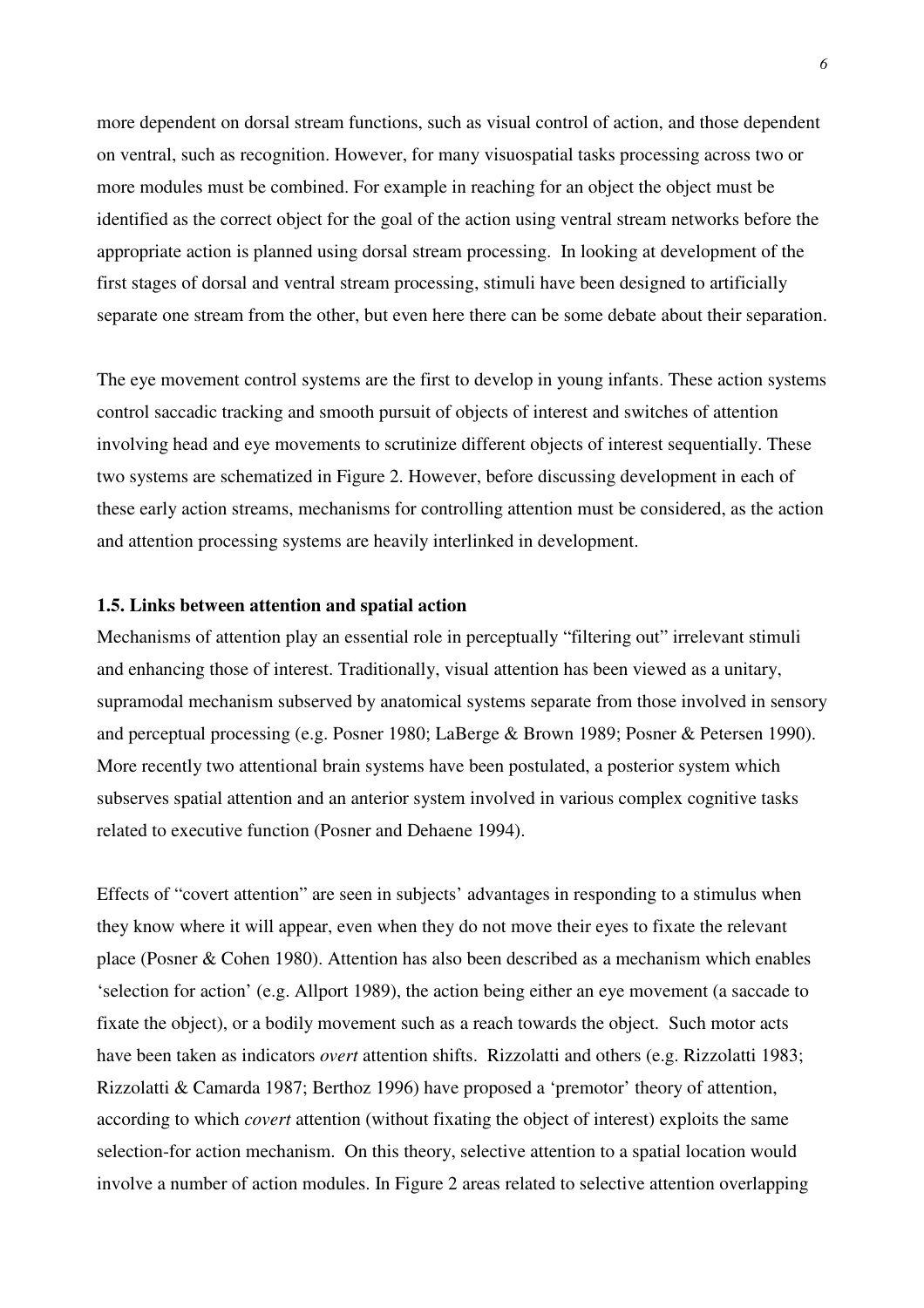more dependent on dorsal stream functions, such as visual control of action, and those dependent on ventral, such as recognition. However, for many visuospatial tasks processing across two or more modules must be combined. For example in reaching for an object the object must be identified as the correct object for the goal of the action using ventral stream networks before the appropriate action is planned using dorsal stream processing. In looking at development of the first stages of dorsal and ventral stream processing, stimuli have been designed to artificially separate one stream from the other, but even here there can be some debate about their separation.

The eye movement control systems are the first to develop in young infants. These action systems control saccadic tracking and smooth pursuit of objects of interest and switches of attention involving head and eye movements to scrutinize different objects of interest sequentially. These two systems are schematized in Figure 2. However, before discussing development in each of these early action streams, mechanisms for controlling attention must be considered, as the action and attention processing systems are heavily interlinked in development.

### 1.5. Links between attention and spatial action

Mechanisms of attention play an essential role in perceptually "filtering out" irrelevant stimuli and enhancing those of interest. Traditionally, visual attention has been viewed as a unitary, supramodal mechanism subserved by anatomical systems separate from those involved in sensory and perceptual processing (e.g. Posner 1980; LaBerge & Brown 1989; Posner & Petersen 1990). More recently two attentional brain systems have been postulated, a posterior system which subserves spatial attention and an anterior system involved in various complex cognitive tasks related to executive function (Posner and Dehaene 1994).

Effects of "covert attention" are seen in subjects' advantages in responding to a stimulus when they know where it will appear, even when they do not move their eyes to fixate the relevant place (Posner & Cohen 1980). Attention has also been described as a mechanism which enables 'selection for action' (e.g. Allport 1989), the action being either an eye movement (a saccade to fixate the object), or a bodily movement such as a reach towards the object. Such motor acts have been taken as indicators *overt* attention shifts. Rizzolatti and others (e.g. Rizzolatti 1983; Rizzolatti & Camarda 1987; Berthoz 1996) have proposed a 'premotor' theory of attention, according to which *covert* attention (without fixating the object of interest) exploits the same selection-for action mechanism. On this theory, selective attention to a spatial location would involve a number of action modules. In Figure 2 areas related to selective attention overlapping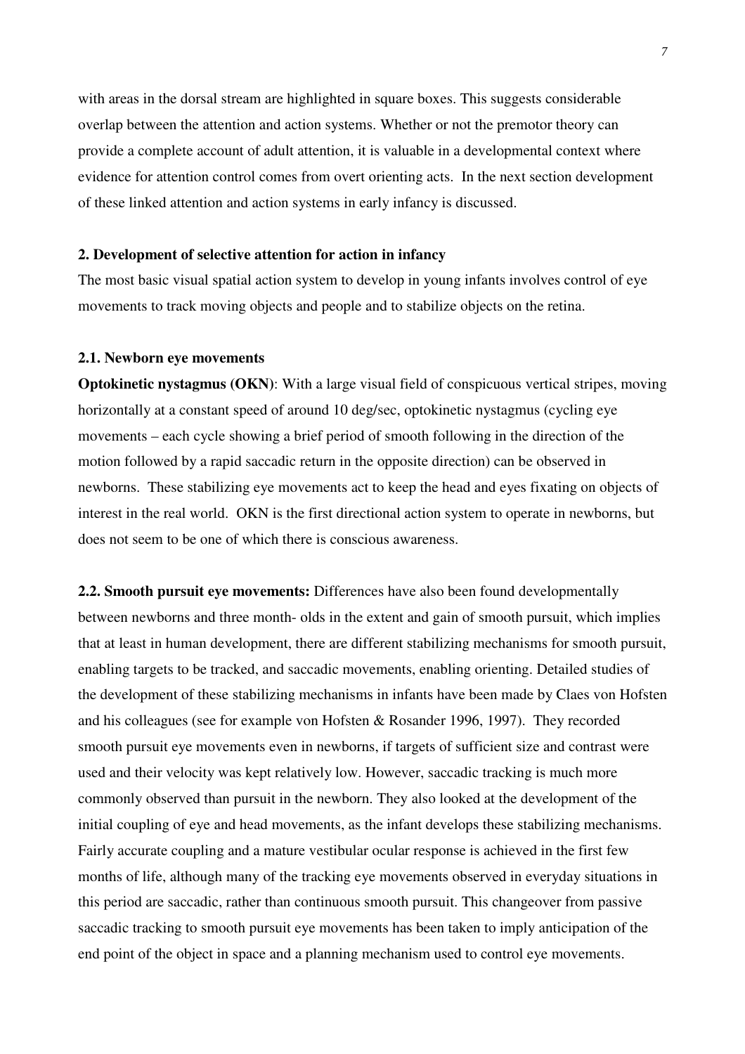with areas in the dorsal stream are highlighted in square boxes. This suggests considerable overlap between the attention and action systems. Whether or not the premotor theory can provide a complete account of adult attention, it is valuable in a developmental context where evidence for attention control comes from overt orienting acts. In the next section development of these linked attention and action systems in early infancy is discussed.

## 2. Development of selective attention for action in infancy

The most basic visual spatial action system to develop in young infants involves control of eye movements to track moving objects and people and to stabilize objects on the retina.

### 2.1. Newborn eye movements

**Optokinetic nystagmus (OKN)**: With a large visual field of conspicuous vertical stripes, moving horizontally at a constant speed of around 10 deg/sec, optokinetic nystagmus (cycling eye movements – each cycle showing a brief period of smooth following in the direction of the motion followed by a rapid saccadic return in the opposite direction) can be observed in newborns. These stabilizing eye movements act to keep the head and eyes fixating on objects of interest in the real world. OKN is the first directional action system to operate in newborns, but does not seem to be one of which there is conscious awareness.

**2.2. Smooth pursuit eye movements:** Differences have also been found developmentally between newborns and three month- olds in the extent and gain of smooth pursuit, which implies that at least in human development, there are different stabilizing mechanisms for smooth pursuit, enabling targets to be tracked, and saccadic movements, enabling orienting. Detailed studies of the development of these stabilizing mechanisms in infants have been made by Claes von Hofsten and his colleagues (see for example von Hofsten & Rosander 1996, 1997). They recorded smooth pursuit eye movements even in newborns, if targets of sufficient size and contrast were used and their velocity was kept relatively low. However, saccadic tracking is much more commonly observed than pursuit in the newborn. They also looked at the development of the initial coupling of eye and head movements, as the infant develops these stabilizing mechanisms. Fairly accurate coupling and a mature vestibular ocular response is achieved in the first few months of life, although many of the tracking eye movements observed in everyday situations in this period are saccadic, rather than continuous smooth pursuit. This changeover from passive saccadic tracking to smooth pursuit eye movements has been taken to imply anticipation of the end point of the object in space and a planning mechanism used to control eye movements.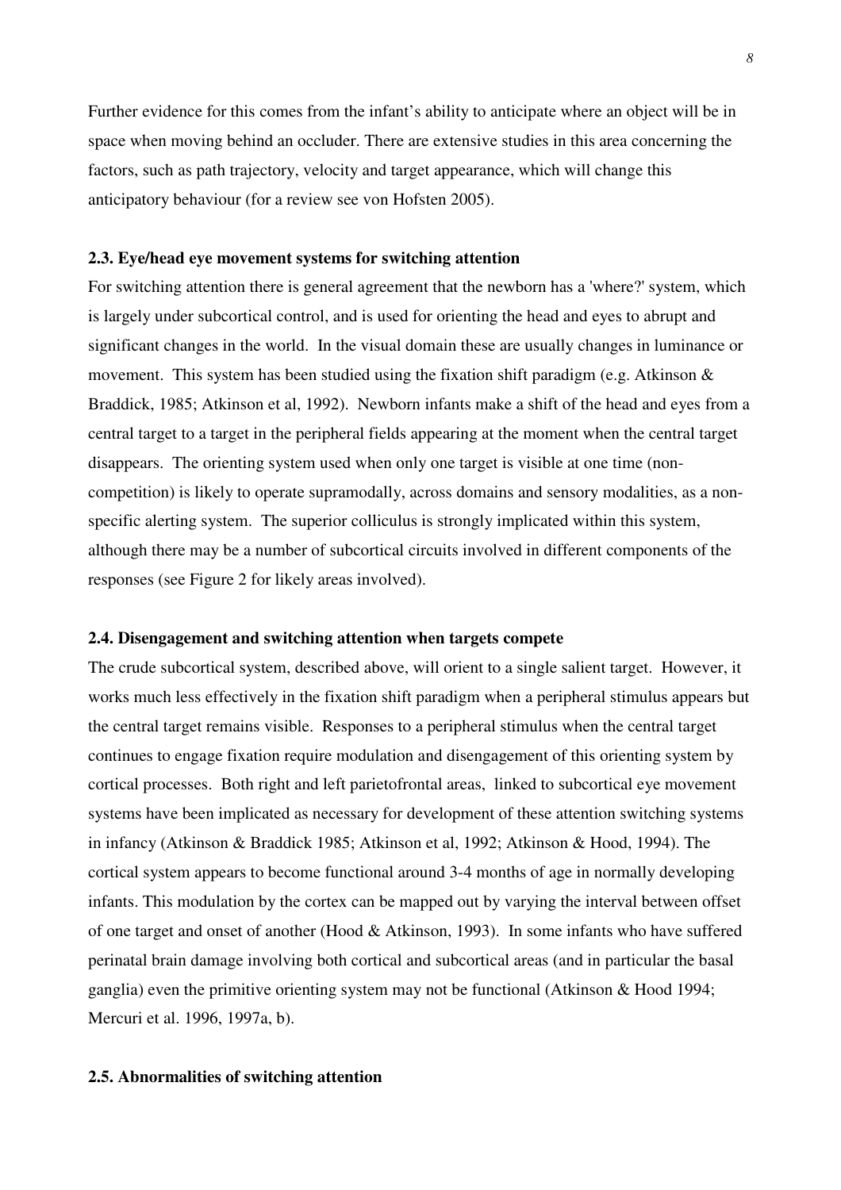Further evidence for this comes from the infant's ability to anticipate where an object will be in space when moving behind an occluder. There are extensive studies in this area concerning the factors, such as path trajectory, velocity and target appearance, which will change this anticipatory behaviour (for a review see von Hofsten 2005).

### 2.3. Eye/head eye movement systems for switching attention

For switching attention there is general agreement that the newborn has a 'where?' system, which is largely under subcortical control, and is used for orienting the head and eyes to abrupt and significant changes in the world. In the visual domain these are usually changes in luminance or movement. This system has been studied using the fixation shift paradigm (e.g. Atkinson & Braddick, 1985; Atkinson et al, 1992). Newborn infants make a shift of the head and eyes from a central target to a target in the peripheral fields appearing at the moment when the central target disappears. The orienting system used when only one target is visible at one time (non-competition) is likely to operate supramodally, across domains and sensory modalities, as a non-specific alerting system. The superior colliculus is strongly implicated within this system, although there may be a number of subcortical circuits involved in different components of the responses (see Figure 2 for likely areas involved).

### 2.4. Disengagement and switching attention when targets compete

The crude subcortical system, described above, will orient to a single salient target. However, it works much less effectively in the fixation shift paradigm when a peripheral stimulus appears but the central target remains visible. Responses to a peripheral stimulus when the central target continues to engage fixation require modulation and disengagement of this orienting system by cortical processes. Both right and left parietofrontal areas, linked to subcortical eye movement systems have been implicated as necessary for development of these attention switching systems in infancy (Atkinson & Braddick 1985; Atkinson et al, 1992; Atkinson & Hood, 1994). The cortical system appears to become functional around 3-4 months of age in normally developing infants. This modulation by the cortex can be mapped out by varying the interval between offset of one target and onset of another (Hood & Atkinson, 1993). In some infants who have suffered perinatal brain damage involving both cortical and subcortical areas (and in particular the basal ganglia) even the primitive orienting system may not be functional (Atkinson & Hood 1994; Mercuri et al. 1996, 1997a, b).

### 2.5. Abnormalities of switching attention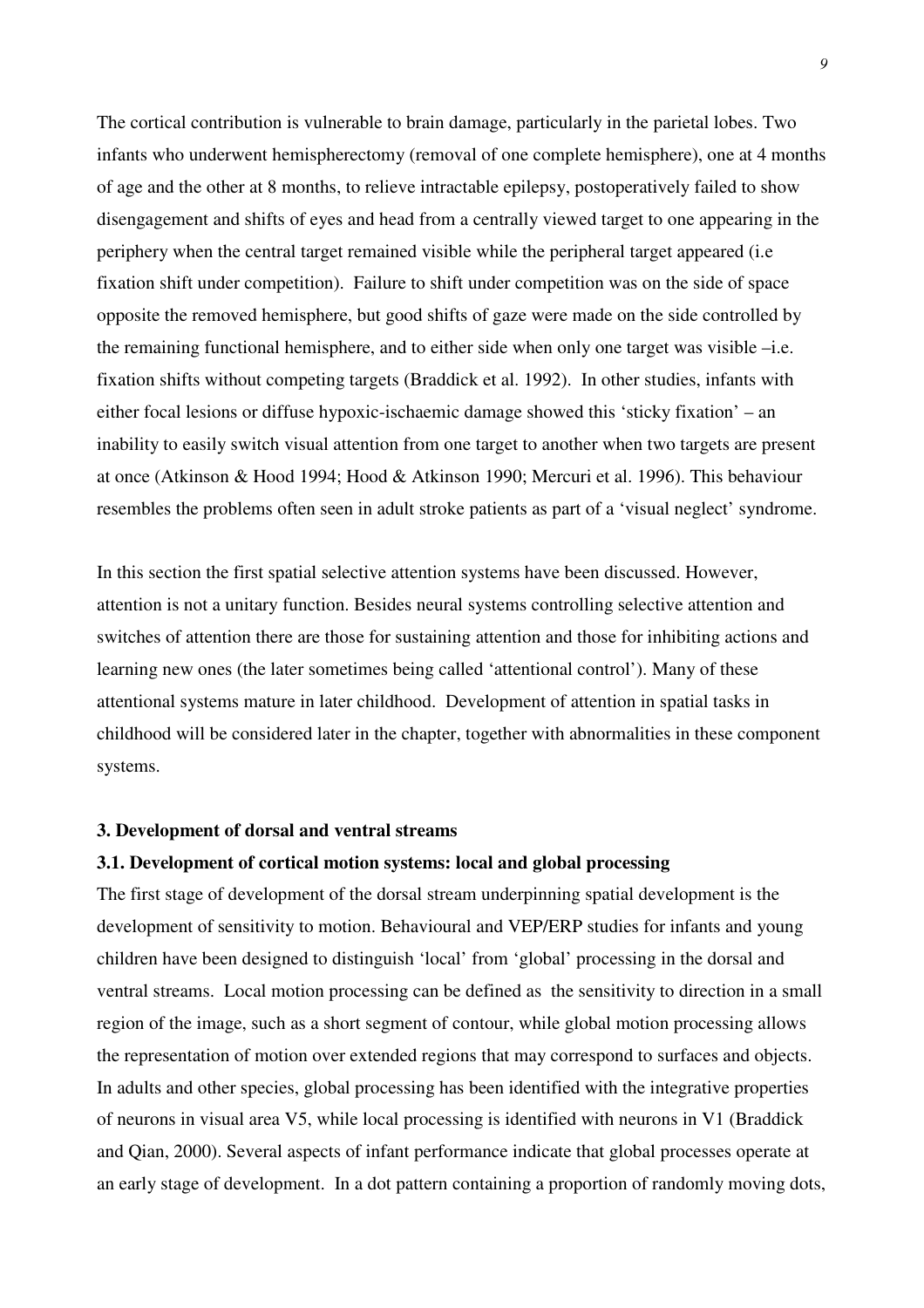The cortical contribution is vulnerable to brain damage, particularly in the parietal lobes. Two infants who underwent hemispherectomy (removal of one complete hemisphere), one at 4 months of age and the other at 8 months, to relieve intractable epilepsy, postoperatively failed to show disengagement and shifts of eyes and head from a centrally viewed target to one appearing in the periphery when the central target remained visible while the peripheral target appeared (i.e fixation shift under competition). Failure to shift under competition was on the side of space opposite the removed hemisphere, but good shifts of gaze were made on the side controlled by the remaining functional hemisphere, and to either side when only one target was visible –i.e. fixation shifts without competing targets (Braddick et al. 1992). In other studies, infants with either focal lesions or diffuse hypoxic-ischaemic damage showed this 'sticky fixation' – an inability to easily switch visual attention from one target to another when two targets are present at once (Atkinson & Hood 1994; Hood & Atkinson 1990; Mercuri et al. 1996). This behaviour resembles the problems often seen in adult stroke patients as part of a 'visual neglect' syndrome.

In this section the first spatial selective attention systems have been discussed. However, attention is not a unitary function. Besides neural systems controlling selective attention and switches of attention there are those for sustaining attention and those for inhibiting actions and learning new ones (the later sometimes being called 'attentional control'). Many of these attentional systems mature in later childhood. Development of attention in spatial tasks in childhood will be considered later in the chapter, together with abnormalities in these component systems.

## 3. Development of dorsal and ventral streams

### 3.1. Development of cortical motion systems: local and global processing

The first stage of development of the dorsal stream underpinning spatial development is the development of sensitivity to motion. Behavioural and VEP/ERP studies for infants and young children have been designed to distinguish 'local' from 'global' processing in the dorsal and ventral streams. Local motion processing can be defined as the sensitivity to direction in a small region of the image, such as a short segment of contour, while global motion processing allows the representation of motion over extended regions that may correspond to surfaces and objects. In adults and other species, global processing has been identified with the integrative properties of neurons in visual area V5, while local processing is identified with neurons in V1 (Braddick and Qian, 2000). Several aspects of infant performance indicate that global processes operate at an early stage of development. In a dot pattern containing a proportion of randomly moving dots,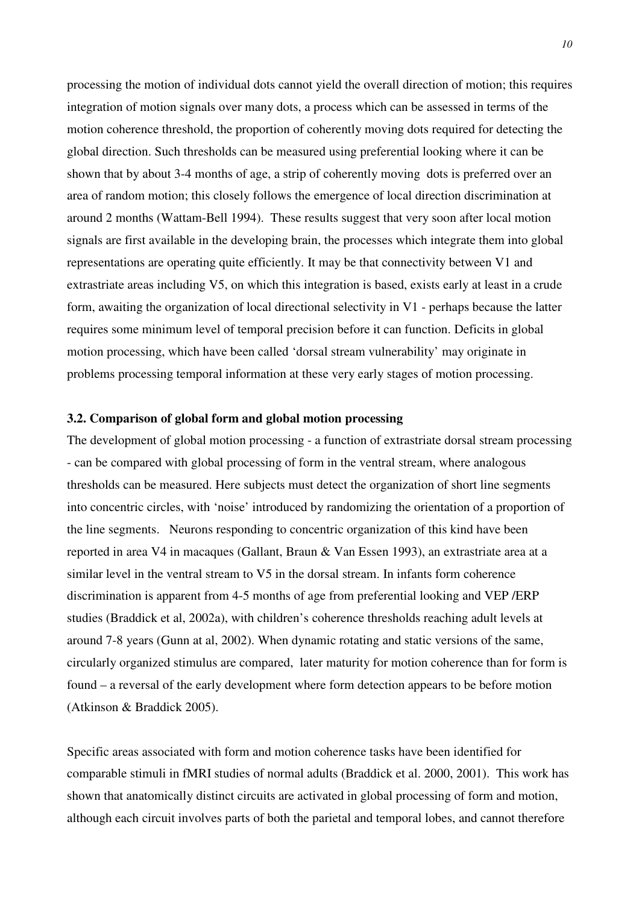processing the motion of individual dots cannot yield the overall direction of motion; this requires integration of motion signals over many dots, a process which can be assessed in terms of the motion coherence threshold, the proportion of coherently moving dots required for detecting the global direction. Such thresholds can be measured using preferential looking where it can be shown that by about 3-4 months of age, a strip of coherently moving dots is preferred over an area of random motion; this closely follows the emergence of local direction discrimination at around 2 months (Wattam-Bell 1994). These results suggest that very soon after local motion signals are first available in the developing brain, the processes which integrate them into global representations are operating quite efficiently. It may be that connectivity between V1 and extrastriate areas including V5, on which this integration is based, exists early at least in a crude form, awaiting the organization of local directional selectivity in V1 - perhaps because the latter requires some minimum level of temporal precision before it can function. Deficits in global motion processing, which have been called 'dorsal stream vulnerability' may originate in problems processing temporal information at these very early stages of motion processing.

### 3.2. Comparison of global form and global motion processing

The development of global motion processing - a function of extrastriate dorsal stream processing - can be compared with global processing of form in the ventral stream, where analogous thresholds can be measured. Here subjects must detect the organization of short line segments into concentric circles, with 'noise' introduced by randomizing the orientation of a proportion of the line segments. Neurons responding to concentric organization of this kind have been reported in area V4 in macaques (Gallant, Braun & Van Essen 1993), an extrastriate area at a similar level in the ventral stream to V5 in the dorsal stream. In infants form coherence discrimination is apparent from 4-5 months of age from preferential looking and VEP /ERP studies (Braddick et al, 2002a), with children's coherence thresholds reaching adult levels at around 7-8 years (Gunn at al, 2002). When dynamic rotating and static versions of the same, circularly organized stimulus are compared, later maturity for motion coherence than for form is found – a reversal of the early development where form detection appears to be before motion (Atkinson & Braddick 2005).

Specific areas associated with form and motion coherence tasks have been identified for comparable stimuli in fMRI studies of normal adults (Braddick et al. 2000, 2001). This work has shown that anatomically distinct circuits are activated in global processing of form and motion, although each circuit involves parts of both the parietal and temporal lobes, and cannot therefore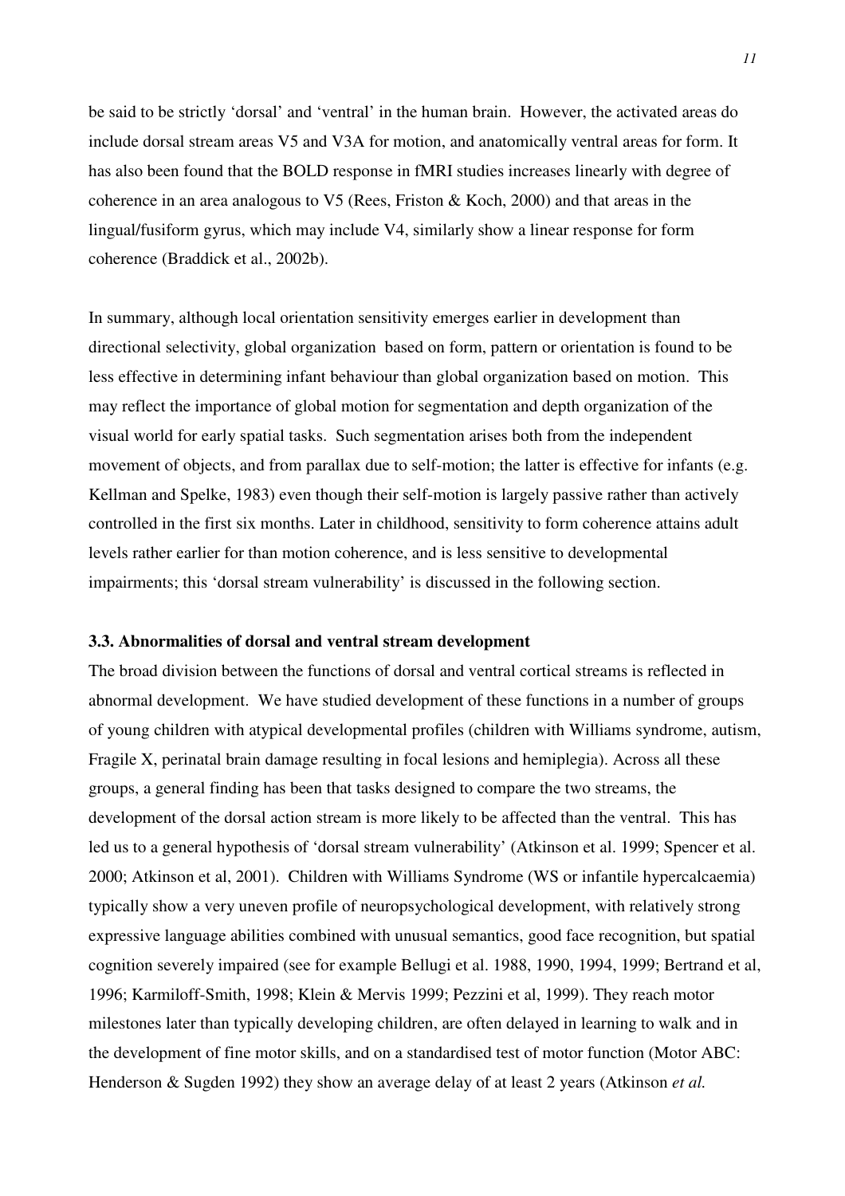be said to be strictly 'dorsal' and 'ventral' in the human brain. However, the activated areas do include dorsal stream areas V5 and V3A for motion, and anatomically ventral areas for form. It has also been found that the BOLD response in fMRI studies increases linearly with degree of coherence in an area analogous to V5 (Rees, Friston & Koch, 2000) and that areas in the lingual/fusiform gyrus, which may include V4, similarly show a linear response for form coherence (Braddick et al., 2002b).

In summary, although local orientation sensitivity emerges earlier in development than directional selectivity, global organization based on form, pattern or orientation is found to be less effective in determining infant behaviour than global organization based on motion. This may reflect the importance of global motion for segmentation and depth organization of the visual world for early spatial tasks. Such segmentation arises both from the independent movement of objects, and from parallax due to self-motion; the latter is effective for infants (e.g. Kellman and Spelke, 1983) even though their self-motion is largely passive rather than actively controlled in the first six months. Later in childhood, sensitivity to form coherence attains adult levels rather earlier for than motion coherence, and is less sensitive to developmental impairments; this 'dorsal stream vulnerability' is discussed in the following section.

### 3.3. Abnormalities of dorsal and ventral stream development

The broad division between the functions of dorsal and ventral cortical streams is reflected in abnormal development. We have studied development of these functions in a number of groups of young children with atypical developmental profiles (children with Williams syndrome, autism, Fragile X, perinatal brain damage resulting in focal lesions and hemiplegia). Across all these groups, a general finding has been that tasks designed to compare the two streams, the development of the dorsal action stream is more likely to be affected than the ventral. This has led us to a general hypothesis of 'dorsal stream vulnerability' (Atkinson et al. 1999; Spencer et al. 2000; Atkinson et al, 2001). Children with Williams Syndrome (WS or infantile hypercalcaemia) typically show a very uneven profile of neuropsychological development, with relatively strong expressive language abilities combined with unusual semantics, good face recognition, but spatial cognition severely impaired (see for example Bellugi et al. 1988, 1990, 1994, 1999; Bertrand et al, 1996; Karmiloff-Smith, 1998; Klein & Mervis 1999; Pezzini et al, 1999). They reach motor milestones later than typically developing children, are often delayed in learning to walk and in the development of fine motor skills, and on a standardised test of motor function (Motor ABC: Henderson & Sugden 1992) they show an average delay of at least 2 years (Atkinson *et al.*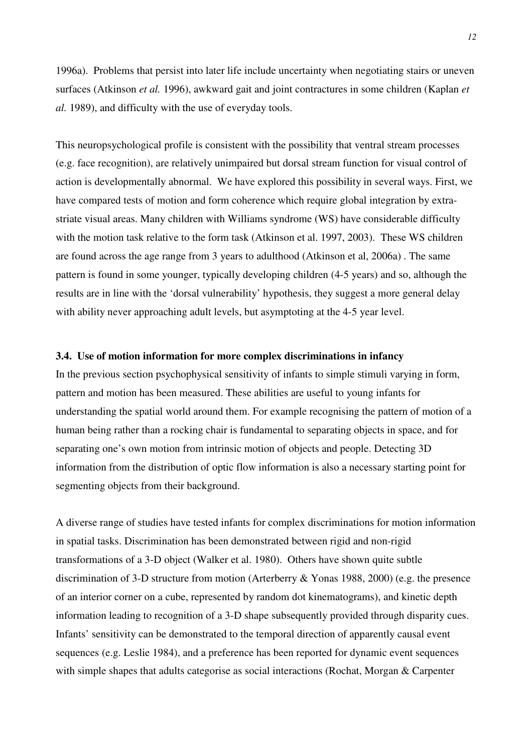1996a). Problems that persist into later life include uncertainty when negotiating stairs or uneven surfaces (Atkinson *et al.* 1996), awkward gait and joint contractures in some children (Kaplan *et al.* 1989), and difficulty with the use of everyday tools.

This neuropsychological profile is consistent with the possibility that ventral stream processes (e.g. face recognition), are relatively unimpaired but dorsal stream function for visual control of action is developmentally abnormal. We have explored this possibility in several ways. First, we have compared tests of motion and form coherence which require global integration by extra-striate visual areas. Many children with Williams syndrome (WS) have considerable difficulty with the motion task relative to the form task (Atkinson et al. 1997, 2003). These WS children are found across the age range from 3 years to adulthood (Atkinson et al, 2006a) . The same pattern is found in some younger, typically developing children (4-5 years) and so, although the results are in line with the 'dorsal vulnerability' hypothesis, they suggest a more general delay with ability never approaching adult levels, but asymptoting at the 4-5 year level.

### 3.4. Use of motion information for more complex discriminations in infancy

In the previous section psychophysical sensitivity of infants to simple stimuli varying in form, pattern and motion has been measured. These abilities are useful to young infants for understanding the spatial world around them. For example recognising the pattern of motion of a human being rather than a rocking chair is fundamental to separating objects in space, and for separating one's own motion from intrinsic motion of objects and people. Detecting 3D information from the distribution of optic flow information is also a necessary starting point for segmenting objects from their background.

A diverse range of studies have tested infants for complex discriminations for motion information in spatial tasks. Discrimination has been demonstrated between rigid and non-rigid transformations of a 3-D object (Walker et al. 1980). Others have shown quite subtle discrimination of 3-D structure from motion (Arterberry & Yonas 1988, 2000) (e.g. the presence of an interior corner on a cube, represented by random dot kinematograms), and kinetic depth information leading to recognition of a 3-D shape subsequently provided through disparity cues. Infants' sensitivity can be demonstrated to the temporal direction of apparently causal event sequences (e.g. Leslie 1984), and a preference has been reported for dynamic event sequences with simple shapes that adults categorise as social interactions (Rochat, Morgan & Carpenter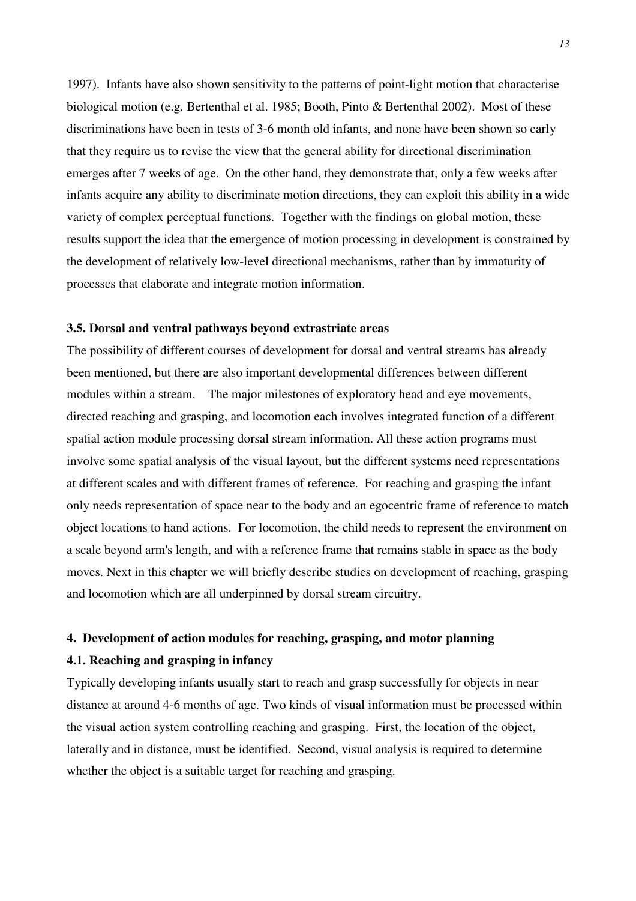1997). Infants have also shown sensitivity to the patterns of point-light motion that characterise biological motion (e.g. Bertenthal et al. 1985; Booth, Pinto & Bertenthal 2002). Most of these discriminations have been in tests of 3-6 month old infants, and none have been shown so early that they require us to revise the view that the general ability for directional discrimination emerges after 7 weeks of age. On the other hand, they demonstrate that, only a few weeks after infants acquire any ability to discriminate motion directions, they can exploit this ability in a wide variety of complex perceptual functions. Together with the findings on global motion, these results support the idea that the emergence of motion processing in development is constrained by the development of relatively low-level directional mechanisms, rather than by immaturity of processes that elaborate and integrate motion information.

### 3.5. Dorsal and ventral pathways beyond extrastriate areas

The possibility of different courses of development for dorsal and ventral streams has already been mentioned, but there are also important developmental differences between different modules within a stream. The major milestones of exploratory head and eye movements, directed reaching and grasping, and locomotion each involves integrated function of a different spatial action module processing dorsal stream information. All these action programs must involve some spatial analysis of the visual layout, but the different systems need representations at different scales and with different frames of reference. For reaching and grasping the infant only needs representation of space near to the body and an egocentric frame of reference to match object locations to hand actions. For locomotion, the child needs to represent the environment on a scale beyond arm's length, and with a reference frame that remains stable in space as the body moves. Next in this chapter we will briefly describe studies on development of reaching, grasping and locomotion which are all underpinned by dorsal stream circuitry.

## 4. Development of action modules for reaching, grasping, and motor planning

### 4.1. Reaching and grasping in infancy

Typically developing infants usually start to reach and grasp successfully for objects in near distance at around 4-6 months of age. Two kinds of visual information must be processed within the visual action system controlling reaching and grasping. First, the location of the object, laterally and in distance, must be identified. Second, visual analysis is required to determine whether the object is a suitable target for reaching and grasping.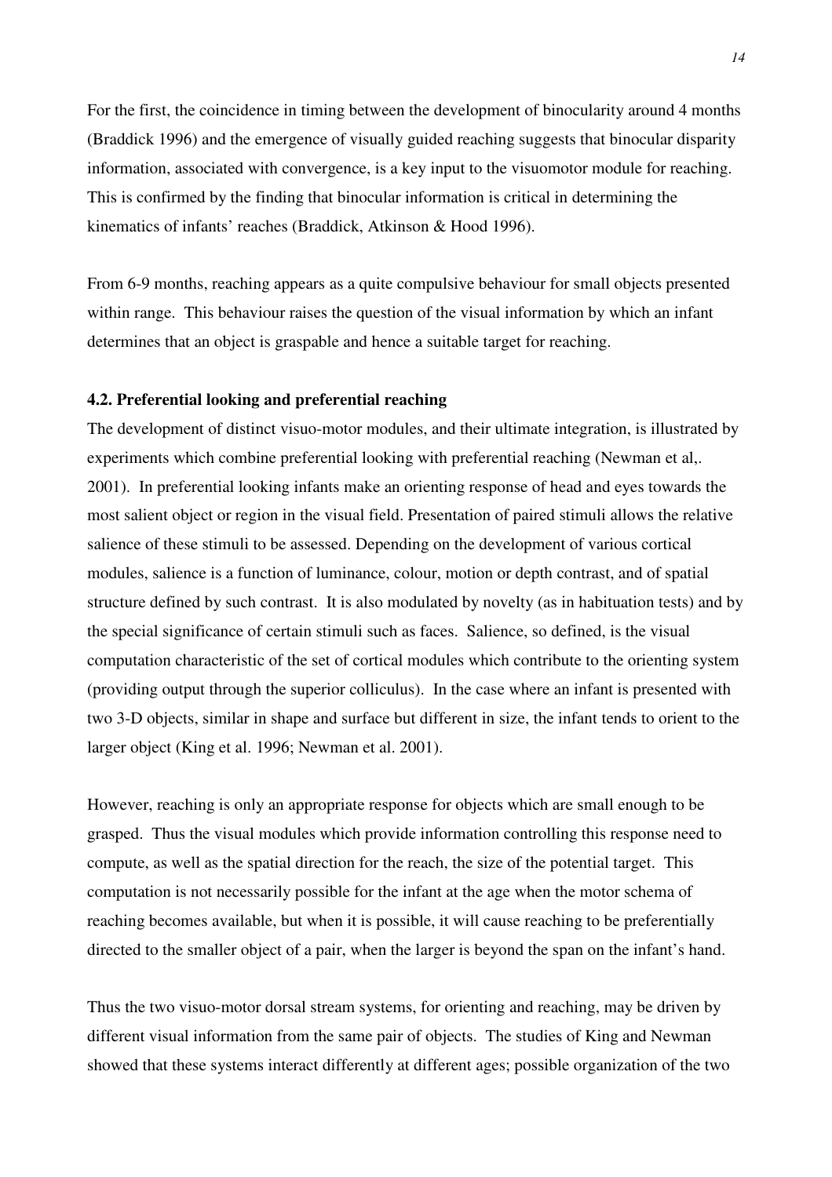For the first, the coincidence in timing between the development of binocularity around 4 months (Braddick 1996) and the emergence of visually guided reaching suggests that binocular disparity information, associated with convergence, is a key input to the visuomotor module for reaching. This is confirmed by the finding that binocular information is critical in determining the kinematics of infants' reaches (Braddick, Atkinson & Hood 1996).

From 6-9 months, reaching appears as a quite compulsive behaviour for small objects presented within range. This behaviour raises the question of the visual information by which an infant determines that an object is graspable and hence a suitable target for reaching.

#### 4.2. Preferential looking and preferential reaching

The development of distinct visuo-motor modules, and their ultimate integration, is illustrated by experiments which combine preferential looking with preferential reaching (Newman et al,. 2001). In preferential looking infants make an orienting response of head and eyes towards the most salient object or region in the visual field. Presentation of paired stimuli allows the relative salience of these stimuli to be assessed. Depending on the development of various cortical modules, salience is a function of luminance, colour, motion or depth contrast, and of spatial structure defined by such contrast. It is also modulated by novelty (as in habituation tests) and by the special significance of certain stimuli such as faces. Salience, so defined, is the visual computation characteristic of the set of cortical modules which contribute to the orienting system (providing output through the superior colliculus). In the case where an infant is presented with two 3-D objects, similar in shape and surface but different in size, the infant tends to orient to the larger object (King et al. 1996; Newman et al. 2001).

However, reaching is only an appropriate response for objects which are small enough to be grasped. Thus the visual modules which provide information controlling this response need to compute, as well as the spatial direction for the reach, the size of the potential target. This computation is not necessarily possible for the infant at the age when the motor schema of reaching becomes available, but when it is possible, it will cause reaching to be preferentially directed to the smaller object of a pair, when the larger is beyond the span on the infant's hand.

Thus the two visuo-motor dorsal stream systems, for orienting and reaching, may be driven by different visual information from the same pair of objects. The studies of King and Newman showed that these systems interact differently at different ages; possible organization of the two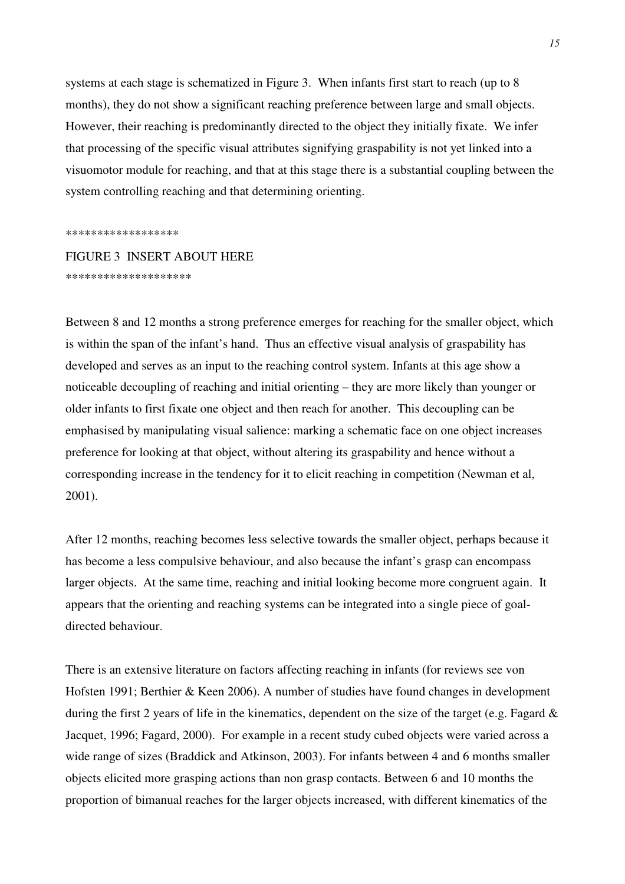systems at each stage is schematized in Figure 3. When infants first start to reach (up to 8 months), they do not show a significant reaching preference between large and small objects. However, their reaching is predominantly directed to the object they initially fixate. We infer that processing of the specific visual attributes signifying graspability is not yet linked into a visuomotor module for reaching, and that at this stage there is a substantial coupling between the system controlling reaching and that determining orienting.

*****************

FIGURE 3 INSERT ABOUT HERE

*******************

Between 8 and 12 months a strong preference emerges for reaching for the smaller object, which is within the span of the infant's hand. Thus an effective visual analysis of graspability has developed and serves as an input to the reaching control system. Infants at this age show a noticeable decoupling of reaching and initial orienting – they are more likely than younger or older infants to first fixate one object and then reach for another. This decoupling can be emphasised by manipulating visual salience: marking a schematic face on one object increases preference for looking at that object, without altering its graspability and hence without a corresponding increase in the tendency for it to elicit reaching in competition (Newman et al, 2001).

After 12 months, reaching becomes less selective towards the smaller object, perhaps because it has become a less compulsive behaviour, and also because the infant's grasp can encompass larger objects. At the same time, reaching and initial looking become more congruent again. It appears that the orienting and reaching systems can be integrated into a single piece of goal-directed behaviour.

There is an extensive literature on factors affecting reaching in infants (for reviews see von Hofsten 1991; Berthier & Keen 2006). A number of studies have found changes in development during the first 2 years of life in the kinematics, dependent on the size of the target (e.g. Fagard & Jacquet, 1996; Fagard, 2000). For example in a recent study cubed objects were varied across a wide range of sizes (Braddick and Atkinson, 2003). For infants between 4 and 6 months smaller objects elicited more grasping actions than non grasp contacts. Between 6 and 10 months the proportion of bimanual reaches for the larger objects increased, with different kinematics of the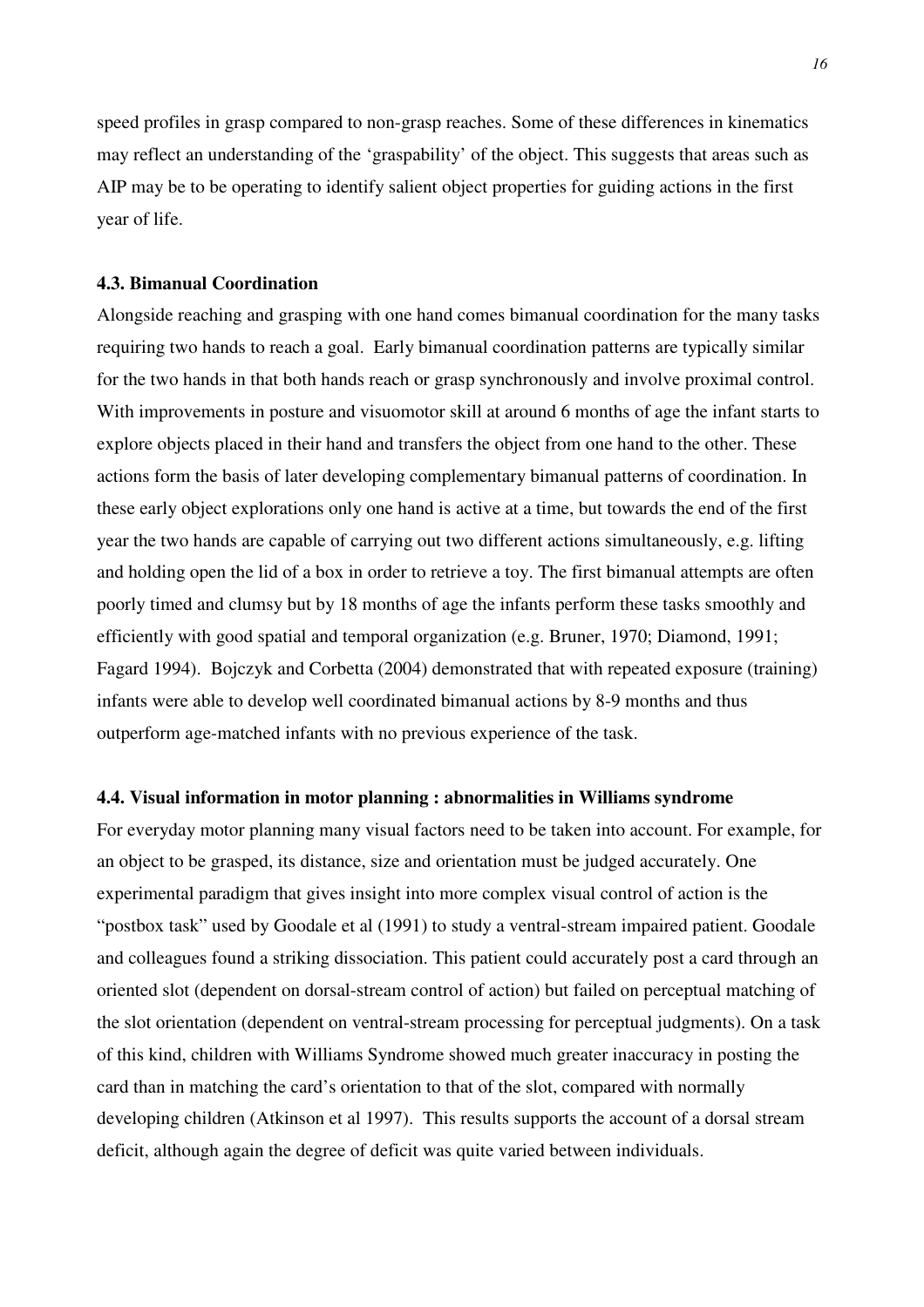speed profiles in grasp compared to non-grasp reaches. Some of these differences in kinematics may reflect an understanding of the 'graspability' of the object. This suggests that areas such as AIP may be to be operating to identify salient object properties for guiding actions in the first year of life.

### 4.3. Bimanual Coordination

Alongside reaching and grasping with one hand comes bimanual coordination for the many tasks requiring two hands to reach a goal. Early bimanual coordination patterns are typically similar for the two hands in that both hands reach or grasp synchronously and involve proximal control. With improvements in posture and visuomotor skill at around 6 months of age the infant starts to explore objects placed in their hand and transfers the object from one hand to the other. These actions form the basis of later developing complementary bimanual patterns of coordination. In these early object explorations only one hand is active at a time, but towards the end of the first year the two hands are capable of carrying out two different actions simultaneously, e.g. lifting and holding open the lid of a box in order to retrieve a toy. The first bimanual attempts are often poorly timed and clumsy but by 18 months of age the infants perform these tasks smoothly and efficiently with good spatial and temporal organization (e.g. Bruner, 1970; Diamond, 1991; Fagard 1994). Bojczyk and Corbetta (2004) demonstrated that with repeated exposure (training) infants were able to develop well coordinated bimanual actions by 8-9 months and thus outperform age-matched infants with no previous experience of the task.

### 4.4. Visual information in motor planning : abnormalities in Williams syndrome

For everyday motor planning many visual factors need to be taken into account. For example, for an object to be grasped, its distance, size and orientation must be judged accurately. One experimental paradigm that gives insight into more complex visual control of action is the "postbox task" used by Goodale et al (1991) to study a ventral-stream impaired patient. Goodale and colleagues found a striking dissociation. This patient could accurately post a card through an oriented slot (dependent on dorsal-stream control of action) but failed on perceptual matching of the slot orientation (dependent on ventral-stream processing for perceptual judgments). On a task of this kind, children with Williams Syndrome showed much greater inaccuracy in posting the card than in matching the card's orientation to that of the slot, compared with normally developing children (Atkinson et al 1997). This results supports the account of a dorsal stream deficit, although again the degree of deficit was quite varied between individuals.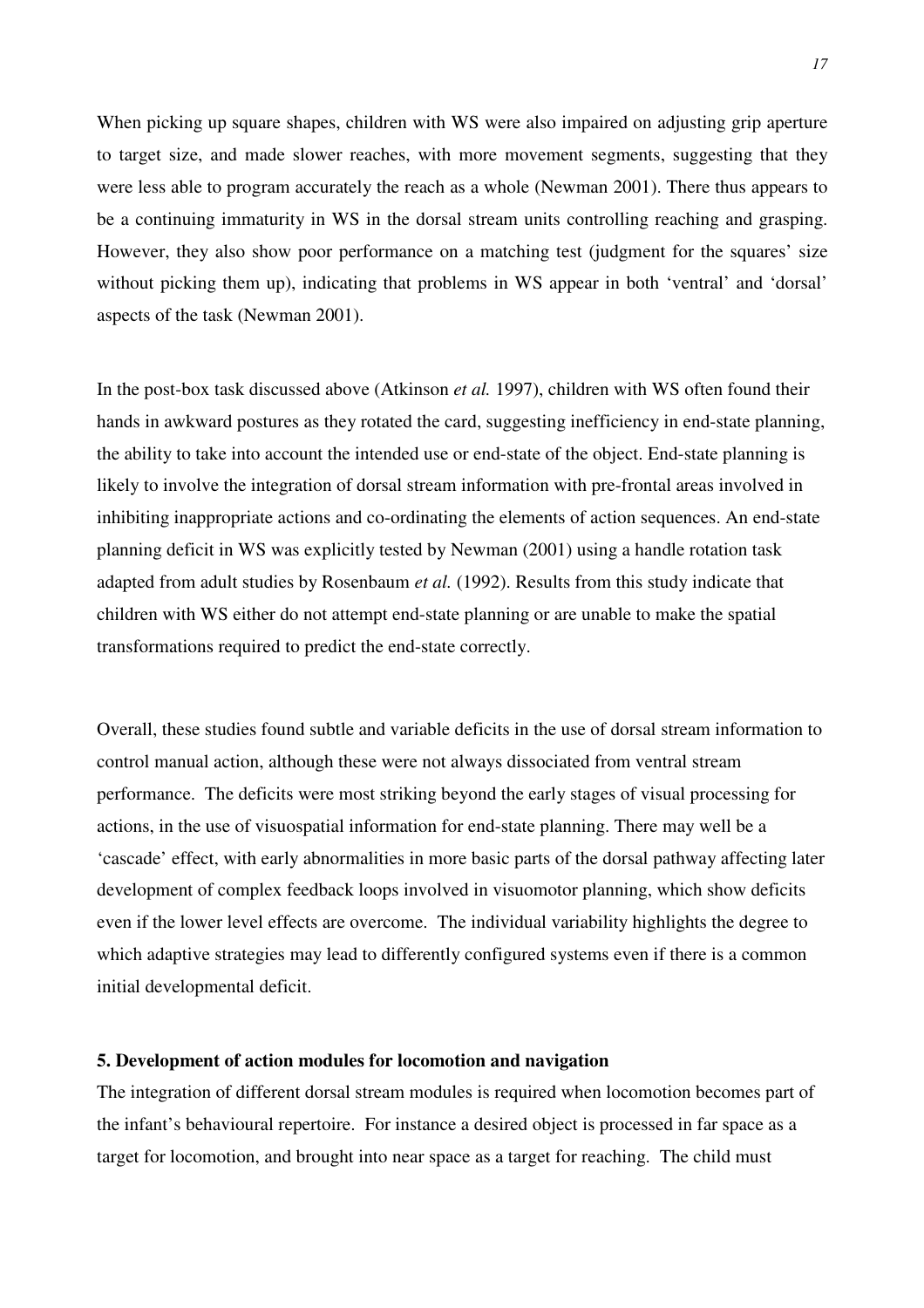When picking up square shapes, children with WS were also impaired on adjusting grip aperture to target size, and made slower reaches, with more movement segments, suggesting that they were less able to program accurately the reach as a whole (Newman 2001). There thus appears to be a continuing immaturity in WS in the dorsal stream units controlling reaching and grasping. However, they also show poor performance on a matching test (judgment for the squares' size without picking them up), indicating that problems in WS appear in both 'ventral' and 'dorsal' aspects of the task (Newman 2001).

In the post-box task discussed above (Atkinson *et al.* 1997), children with WS often found their hands in awkward postures as they rotated the card, suggesting inefficiency in end-state planning, the ability to take into account the intended use or end-state of the object. End-state planning is likely to involve the integration of dorsal stream information with pre-frontal areas involved in inhibiting inappropriate actions and co-ordinating the elements of action sequences. An end-state planning deficit in WS was explicitly tested by Newman (2001) using a handle rotation task adapted from adult studies by Rosenbaum *et al.* (1992). Results from this study indicate that children with WS either do not attempt end-state planning or are unable to make the spatial transformations required to predict the end-state correctly.

Overall, these studies found subtle and variable deficits in the use of dorsal stream information to control manual action, although these were not always dissociated from ventral stream performance. The deficits were most striking beyond the early stages of visual processing for actions, in the use of visuospatial information for end-state planning. There may well be a 'cascade' effect, with early abnormalities in more basic parts of the dorsal pathway affecting later development of complex feedback loops involved in visuomotor planning, which show deficits even if the lower level effects are overcome. The individual variability highlights the degree to which adaptive strategies may lead to differently configured systems even if there is a common initial developmental deficit.

## 5. Development of action modules for locomotion and navigation

The integration of different dorsal stream modules is required when locomotion becomes part of the infant's behavioural repertoire. For instance a desired object is processed in far space as a target for locomotion, and brought into near space as a target for reaching. The child must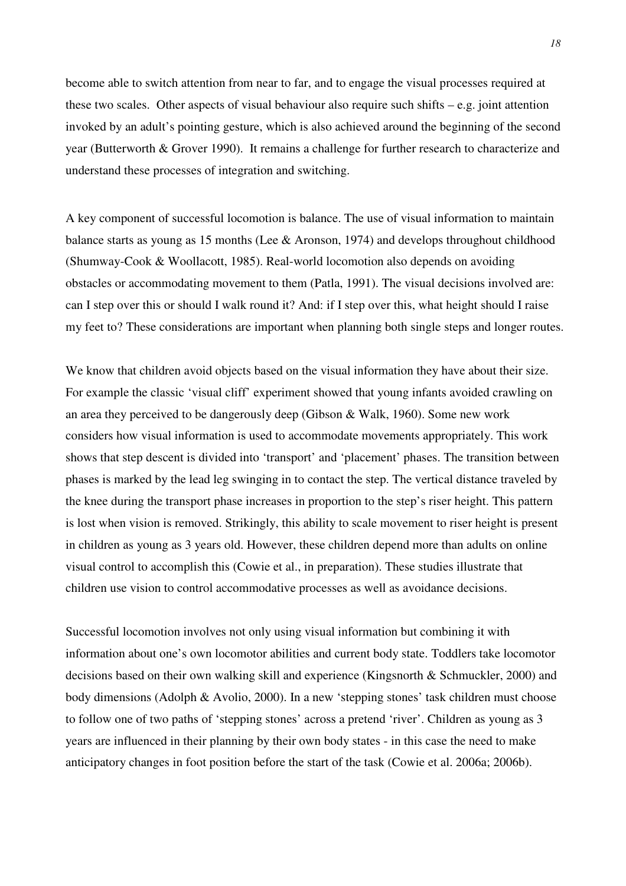become able to switch attention from near to far, and to engage the visual processes required at these two scales. Other aspects of visual behaviour also require such shifts – e.g. joint attention invoked by an adult's pointing gesture, which is also achieved around the beginning of the second year (Butterworth & Grover 1990). It remains a challenge for further research to characterize and understand these processes of integration and switching.

A key component of successful locomotion is balance. The use of visual information to maintain balance starts as young as 15 months (Lee & Aronson, 1974) and develops throughout childhood (Shumway-Cook & Woollacott, 1985). Real-world locomotion also depends on avoiding obstacles or accommodating movement to them (Patla, 1991). The visual decisions involved are: can I step over this or should I walk round it? And: if I step over this, what height should I raise my feet to? These considerations are important when planning both single steps and longer routes.

We know that children avoid objects based on the visual information they have about their size. For example the classic 'visual cliff' experiment showed that young infants avoided crawling on an area they perceived to be dangerously deep (Gibson & Walk, 1960). Some new work considers how visual information is used to accommodate movements appropriately. This work shows that step descent is divided into 'transport' and 'placement' phases. The transition between phases is marked by the lead leg swinging in to contact the step. The vertical distance traveled by the knee during the transport phase increases in proportion to the step's riser height. This pattern is lost when vision is removed. Strikingly, this ability to scale movement to riser height is present in children as young as 3 years old. However, these children depend more than adults on online visual control to accomplish this (Cowie et al., in preparation). These studies illustrate that children use vision to control accommodative processes as well as avoidance decisions.

Successful locomotion involves not only using visual information but combining it with information about one's own locomotor abilities and current body state. Toddlers take locomotor decisions based on their own walking skill and experience (Kingsnorth & Schmuckler, 2000) and body dimensions (Adolph & Avolio, 2000). In a new 'stepping stones' task children must choose to follow one of two paths of 'stepping stones' across a pretend 'river'. Children as young as 3 years are influenced in their planning by their own body states - in this case the need to make anticipatory changes in foot position before the start of the task (Cowie et al. 2006a; 2006b).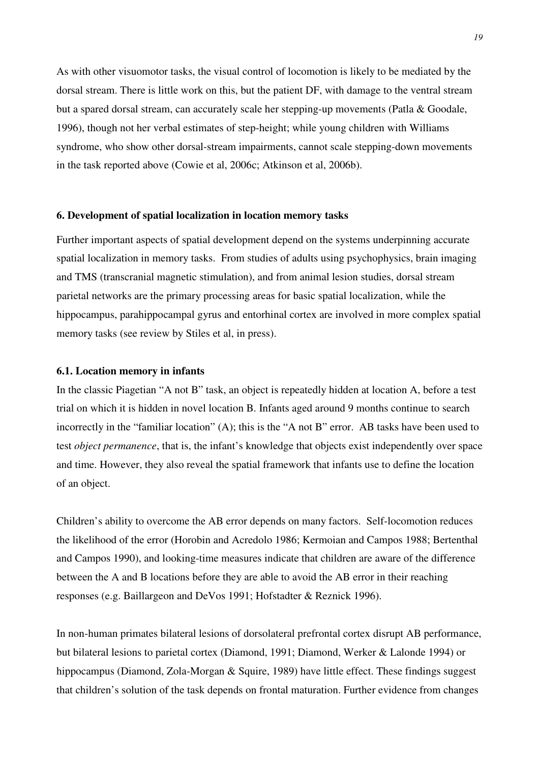As with other visuomotor tasks, the visual control of locomotion is likely to be mediated by the dorsal stream. There is little work on this, but the patient DF, with damage to the ventral stream but a spared dorsal stream, can accurately scale her stepping-up movements (Patla & Goodale, 1996), though not her verbal estimates of step-height; while young children with Williams syndrome, who show other dorsal-stream impairments, cannot scale stepping-down movements in the task reported above (Cowie et al, 2006c; Atkinson et al, 2006b).

### 6. Development of spatial localization in location memory tasks

Further important aspects of spatial development depend on the systems underpinning accurate spatial localization in memory tasks. From studies of adults using psychophysics, brain imaging and TMS (transcranial magnetic stimulation), and from animal lesion studies, dorsal stream parietal networks are the primary processing areas for basic spatial localization, while the hippocampus, parahippocampal gyrus and entorhinal cortex are involved in more complex spatial memory tasks (see review by Stiles et al, in press).

#### 6.1. Location memory in infants

In the classic Piagetian "A not B" task, an object is repeatedly hidden at location A, before a test trial on which it is hidden in novel location B. Infants aged around 9 months continue to search incorrectly in the "familiar location" (A); this is the "A not B" error. AB tasks have been used to test *object permanence*, that is, the infant's knowledge that objects exist independently over space and time. However, they also reveal the spatial framework that infants use to define the location of an object.

Children's ability to overcome the AB error depends on many factors. Self-locomotion reduces the likelihood of the error (Horobin and Acredolo 1986; Kermoian and Campos 1988; Bertenthal and Campos 1990), and looking-time measures indicate that children are aware of the difference between the A and B locations before they are able to avoid the AB error in their reaching responses (e.g. Baillargeon and DeVos 1991; Hofstadter & Reznick 1996).

In non-human primates bilateral lesions of dorsolateral prefrontal cortex disrupt AB performance, but bilateral lesions to parietal cortex (Diamond, 1991; Diamond, Werker & Lalonde 1994) or hippocampus (Diamond, Zola-Morgan & Squire, 1989) have little effect. These findings suggest that children's solution of the task depends on frontal maturation. Further evidence from changes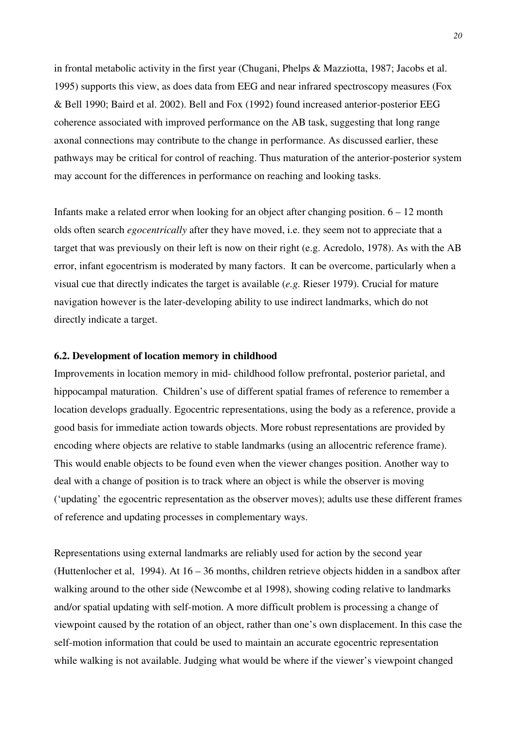in frontal metabolic activity in the first year (Chugani, Phelps & Mazziotta, 1987; Jacobs et al. 1995) supports this view, as does data from EEG and near infrared spectroscopy measures (Fox & Bell 1990; Baird et al. 2002). Bell and Fox (1992) found increased anterior-posterior EEG coherence associated with improved performance on the AB task, suggesting that long range axonal connections may contribute to the change in performance. As discussed earlier, these pathways may be critical for control of reaching. Thus maturation of the anterior-posterior system may account for the differences in performance on reaching and looking tasks.

Infants make a related error when looking for an object after changing position. 6 – 12 month olds often search *egocentrically* after they have moved, i.e. they seem not to appreciate that a target that was previously on their left is now on their right (e.g. Acredolo, 1978). As with the AB error, infant egocentrism is moderated by many factors. It can be overcome, particularly when a visual cue that directly indicates the target is available (*e.g.* Rieser 1979). Crucial for mature navigation however is the later-developing ability to use indirect landmarks, which do not directly indicate a target.

### 6.2. Development of location memory in childhood

Improvements in location memory in mid- childhood follow prefrontal, posterior parietal, and hippocampal maturation. Children's use of different spatial frames of reference to remember a location develops gradually. Egocentric representations, using the body as a reference, provide a good basis for immediate action towards objects. More robust representations are provided by encoding where objects are relative to stable landmarks (using an allocentric reference frame). This would enable objects to be found even when the viewer changes position. Another way to deal with a change of position is to track where an object is while the observer is moving ('updating' the egocentric representation as the observer moves); adults use these different frames of reference and updating processes in complementary ways.

Representations using external landmarks are reliably used for action by the second year (Huttenlocher et al, 1994). At 16 – 36 months, children retrieve objects hidden in a sandbox after walking around to the other side (Newcombe et al 1998), showing coding relative to landmarks and/or spatial updating with self-motion. A more difficult problem is processing a change of viewpoint caused by the rotation of an object, rather than one's own displacement. In this case the self-motion information that could be used to maintain an accurate egocentric representation while walking is not available. Judging what would be where if the viewer's viewpoint changed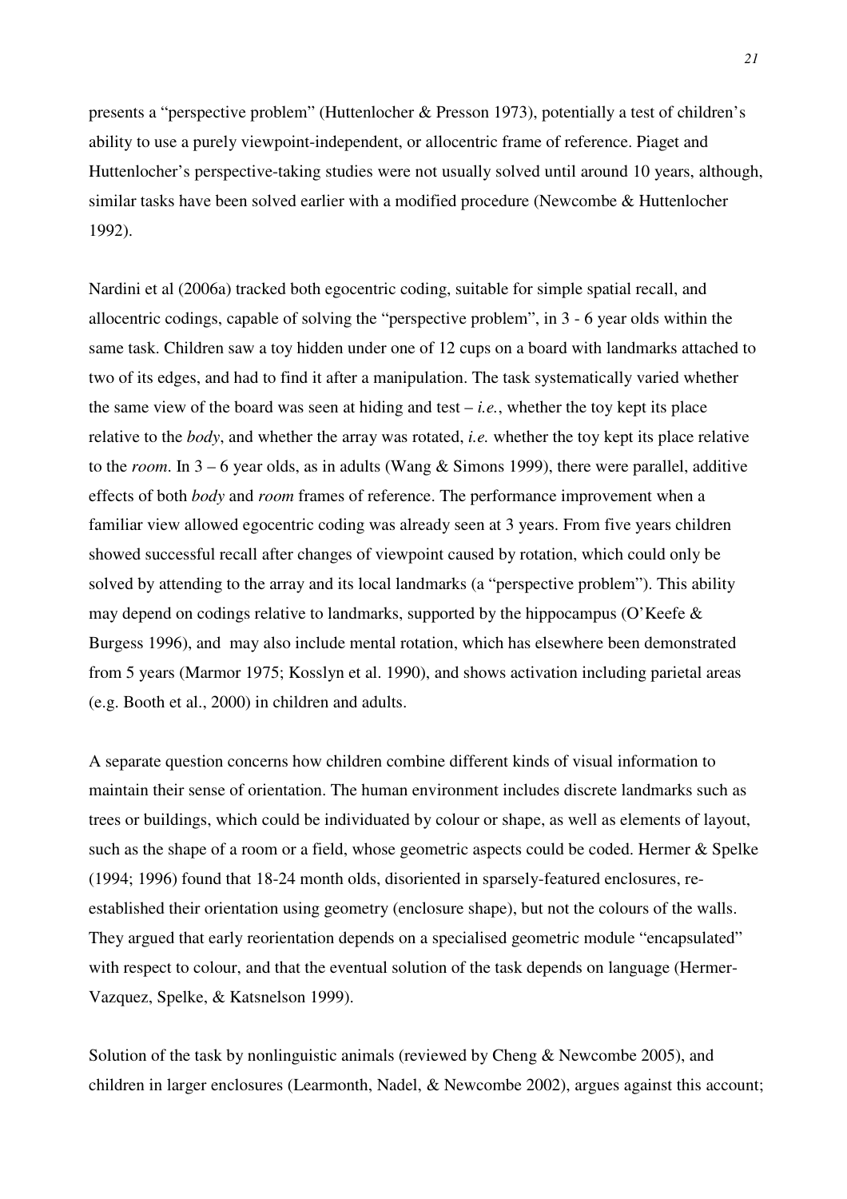presents a "perspective problem" (Huttenlocher & Presson 1973), potentially a test of children's ability to use a purely viewpoint-independent, or allocentric frame of reference. Piaget and Huttenlocher's perspective-taking studies were not usually solved until around 10 years, although, similar tasks have been solved earlier with a modified procedure (Newcombe & Huttenlocher 1992).

Nardini et al (2006a) tracked both egocentric coding, suitable for simple spatial recall, and allocentric codings, capable of solving the "perspective problem", in 3 - 6 year olds within the same task. Children saw a toy hidden under one of 12 cups on a board with landmarks attached to two of its edges, and had to find it after a manipulation. The task systematically varied whether the same view of the board was seen at hiding and test – *i.e.*, whether the toy kept its place relative to the *body*, and whether the array was rotated, *i.e.* whether the toy kept its place relative to the *room*. In 3 – 6 year olds, as in adults (Wang & Simons 1999), there were parallel, additive effects of both *body* and *room* frames of reference. The performance improvement when a familiar view allowed egocentric coding was already seen at 3 years. From five years children showed successful recall after changes of viewpoint caused by rotation, which could only be solved by attending to the array and its local landmarks (a "perspective problem"). This ability may depend on codings relative to landmarks, supported by the hippocampus (O'Keefe & Burgess 1996), and may also include mental rotation, which has elsewhere been demonstrated from 5 years (Marmor 1975; Kosslyn et al. 1990), and shows activation including parietal areas (e.g. Booth et al., 2000) in children and adults.

A separate question concerns how children combine different kinds of visual information to maintain their sense of orientation. The human environment includes discrete landmarks such as trees or buildings, which could be individuated by colour or shape, as well as elements of layout, such as the shape of a room or a field, whose geometric aspects could be coded. Hermer & Spelke (1994; 1996) found that 18-24 month olds, disoriented in sparsely-featured enclosures, re-established their orientation using geometry (enclosure shape), but not the colours of the walls. They argued that early reorientation depends on a specialised geometric module "encapsulated" with respect to colour, and that the eventual solution of the task depends on language (Hermer-Vazquez, Spelke, & Katsnelson 1999).

Solution of the task by nonlinguistic animals (reviewed by Cheng & Newcombe 2005), and children in larger enclosures (Learmonth, Nadel, & Newcombe 2002), argues against this account;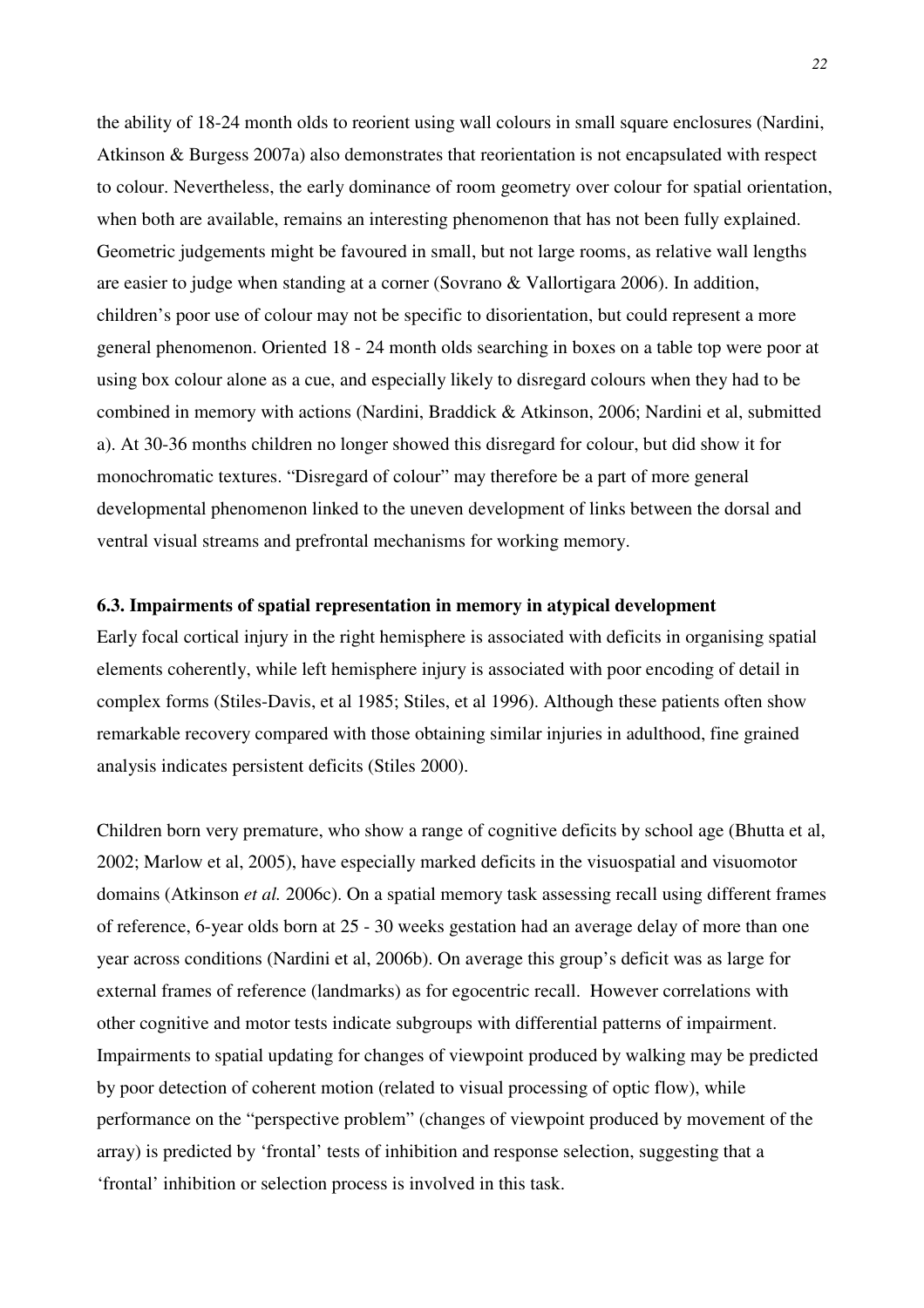the ability of 18-24 month olds to reorient using wall colours in small square enclosures (Nardini, Atkinson & Burgess 2007a) also demonstrates that reorientation is not encapsulated with respect to colour. Nevertheless, the early dominance of room geometry over colour for spatial orientation, when both are available, remains an interesting phenomenon that has not been fully explained. Geometric judgements might be favoured in small, but not large rooms, as relative wall lengths are easier to judge when standing at a corner (Sovrano & Vallortigara 2006). In addition, children's poor use of colour may not be specific to disorientation, but could represent a more general phenomenon. Oriented 18 - 24 month olds searching in boxes on a table top were poor at using box colour alone as a cue, and especially likely to disregard colours when they had to be combined in memory with actions (Nardini, Braddick & Atkinson, 2006; Nardini et al, submitted a). At 30-36 months children no longer showed this disregard for colour, but did show it for monochromatic textures. "Disregard of colour" may therefore be a part of more general developmental phenomenon linked to the uneven development of links between the dorsal and ventral visual streams and prefrontal mechanisms for working memory.

**6.3. Impairments of spatial representation in memory in atypical development**

Early focal cortical injury in the right hemisphere is associated with deficits in organising spatial elements coherently, while left hemisphere injury is associated with poor encoding of detail in complex forms (Stiles-Davis, et al 1985; Stiles, et al 1996). Although these patients often show remarkable recovery compared with those obtaining similar injuries in adulthood, fine grained analysis indicates persistent deficits (Stiles 2000).

Children born very premature, who show a range of cognitive deficits by school age (Bhutta et al, 2002; Marlow et al, 2005), have especially marked deficits in the visuospatial and visuomotor domains (Atkinson *et al.* 2006c). On a spatial memory task assessing recall using different frames of reference, 6-year olds born at 25 - 30 weeks gestation had an average delay of more than one year across conditions (Nardini et al, 2006b). On average this group's deficit was as large for external frames of reference (landmarks) as for egocentric recall. However correlations with other cognitive and motor tests indicate subgroups with differential patterns of impairment. Impairments to spatial updating for changes of viewpoint produced by walking may be predicted by poor detection of coherent motion (related to visual processing of optic flow), while performance on the "perspective problem" (changes of viewpoint produced by movement of the array) is predicted by 'frontal' tests of inhibition and response selection, suggesting that a 'frontal' inhibition or selection process is involved in this task.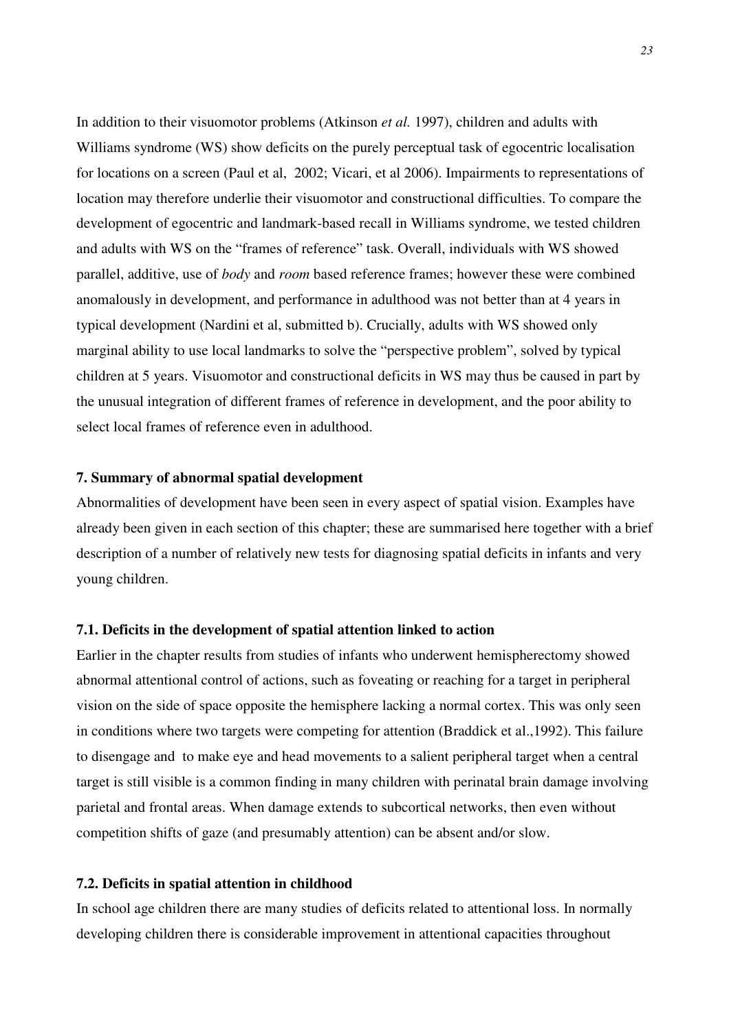In addition to their visuomotor problems (Atkinson *et al.* 1997), children and adults with Williams syndrome (WS) show deficits on the purely perceptual task of egocentric localisation for locations on a screen (Paul et al, 2002; Vicari, et al 2006). Impairments to representations of location may therefore underlie their visuomotor and constructional difficulties. To compare the development of egocentric and landmark-based recall in Williams syndrome, we tested children and adults with WS on the "frames of reference" task. Overall, individuals with WS showed parallel, additive, use of *body* and *room* based reference frames; however these were combined anomalously in development, and performance in adulthood was not better than at 4 years in typical development (Nardini et al, submitted b). Crucially, adults with WS showed only marginal ability to use local landmarks to solve the "perspective problem", solved by typical children at 5 years. Visuomotor and constructional deficits in WS may thus be caused in part by the unusual integration of different frames of reference in development, and the poor ability to select local frames of reference even in adulthood.

### 7. Summary of abnormal spatial development

Abnormalities of development have been seen in every aspect of spatial vision. Examples have already been given in each section of this chapter; these are summarised here together with a brief description of a number of relatively new tests for diagnosing spatial deficits in infants and very young children.

### 7.1. Deficits in the development of spatial attention linked to action

Earlier in the chapter results from studies of infants who underwent hemispherectomy showed abnormal attentional control of actions, such as foveating or reaching for a target in peripheral vision on the side of space opposite the hemisphere lacking a normal cortex. This was only seen in conditions where two targets were competing for attention (Braddick et al.,1992). This failure to disengage and to make eye and head movements to a salient peripheral target when a central target is still visible is a common finding in many children with perinatal brain damage involving parietal and frontal areas. When damage extends to subcortical networks, then even without competition shifts of gaze (and presumably attention) can be absent and/or slow.

### 7.2. Deficits in spatial attention in childhood

In school age children there are many studies of deficits related to attentional loss. In normally developing children there is considerable improvement in attentional capacities throughout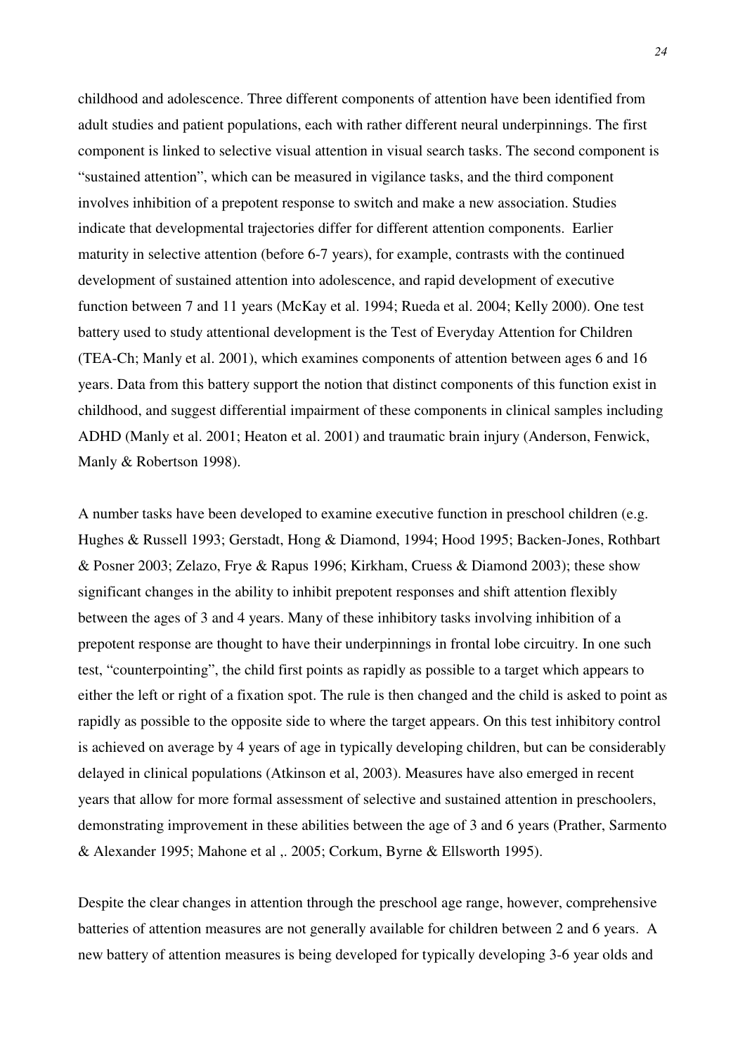childhood and adolescence. Three different components of attention have been identified from adult studies and patient populations, each with rather different neural underpinnings. The first component is linked to selective visual attention in visual search tasks. The second component is "sustained attention", which can be measured in vigilance tasks, and the third component involves inhibition of a prepotent response to switch and make a new association. Studies indicate that developmental trajectories differ for different attention components. Earlier maturity in selective attention (before 6-7 years), for example, contrasts with the continued development of sustained attention into adolescence, and rapid development of executive function between 7 and 11 years (McKay et al. 1994; Rueda et al. 2004; Kelly 2000). One test battery used to study attentional development is the Test of Everyday Attention for Children (TEA-Ch; Manly et al. 2001), which examines components of attention between ages 6 and 16 years. Data from this battery support the notion that distinct components of this function exist in childhood, and suggest differential impairment of these components in clinical samples including ADHD (Manly et al. 2001; Heaton et al. 2001) and traumatic brain injury (Anderson, Fenwick, Manly & Robertson 1998).

A number tasks have been developed to examine executive function in preschool children (e.g. Hughes & Russell 1993; Gerstadt, Hong & Diamond, 1994; Hood 1995; Backen-Jones, Rothbart & Posner 2003; Zelazo, Frye & Rapus 1996; Kirkham, Cruess & Diamond 2003); these show significant changes in the ability to inhibit prepotent responses and shift attention flexibly between the ages of 3 and 4 years. Many of these inhibitory tasks involving inhibition of a prepotent response are thought to have their underpinnings in frontal lobe circuitry. In one such test, "counterpointing", the child first points as rapidly as possible to a target which appears to either the left or right of a fixation spot. The rule is then changed and the child is asked to point as rapidly as possible to the opposite side to where the target appears. On this test inhibitory control is achieved on average by 4 years of age in typically developing children, but can be considerably delayed in clinical populations (Atkinson et al, 2003). Measures have also emerged in recent years that allow for more formal assessment of selective and sustained attention in preschoolers, demonstrating improvement in these abilities between the age of 3 and 6 years (Prather, Sarmento & Alexander 1995; Mahone et al ,. 2005; Corkum, Byrne & Ellsworth 1995).

Despite the clear changes in attention through the preschool age range, however, comprehensive batteries of attention measures are not generally available for children between 2 and 6 years. A new battery of attention measures is being developed for typically developing 3-6 year olds and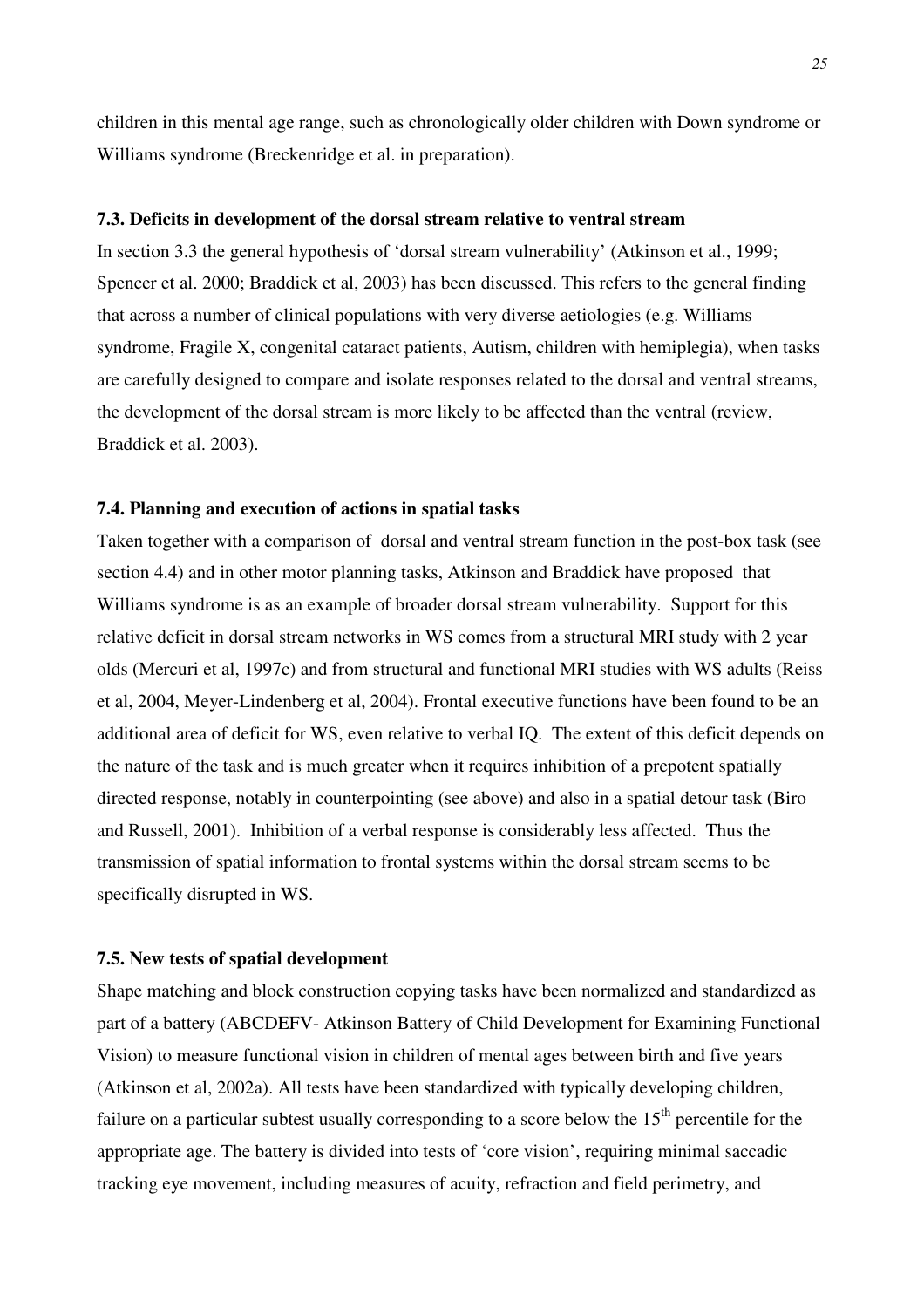children in this mental age range, such as chronologically older children with Down syndrome or Williams syndrome (Breckenridge et al. in preparation).

### 7.3. Deficits in development of the dorsal stream relative to ventral stream

In section 3.3 the general hypothesis of 'dorsal stream vulnerability' (Atkinson et al., 1999; Spencer et al. 2000; Braddick et al, 2003) has been discussed. This refers to the general finding that across a number of clinical populations with very diverse aetiologies (e.g. Williams syndrome, Fragile X, congenital cataract patients, Autism, children with hemiplegia), when tasks are carefully designed to compare and isolate responses related to the dorsal and ventral streams, the development of the dorsal stream is more likely to be affected than the ventral (review, Braddick et al. 2003).

### 7.4. Planning and execution of actions in spatial tasks

Taken together with a comparison of dorsal and ventral stream function in the post-box task (see section 4.4) and in other motor planning tasks, Atkinson and Braddick have proposed that Williams syndrome is as an example of broader dorsal stream vulnerability. Support for this relative deficit in dorsal stream networks in WS comes from a structural MRI study with 2 year olds (Mercuri et al, 1997c) and from structural and functional MRI studies with WS adults (Reiss et al, 2004, Meyer-Lindenberg et al, 2004). Frontal executive functions have been found to be an additional area of deficit for WS, even relative to verbal IQ. The extent of this deficit depends on the nature of the task and is much greater when it requires inhibition of a prepotent spatially directed response, notably in counterpointing (see above) and also in a spatial detour task (Biro and Russell, 2001). Inhibition of a verbal response is considerably less affected. Thus the transmission of spatial information to frontal systems within the dorsal stream seems to be specifically disrupted in WS.

### 7.5. New tests of spatial development

Shape matching and block construction copying tasks have been normalized and standardized as part of a battery (ABCDEFV- Atkinson Battery of Child Development for Examining Functional Vision) to measure functional vision in children of mental ages between birth and five years (Atkinson et al, 2002a). All tests have been standardized with typically developing children, failure on a particular subtest usually corresponding to a score below the 15th percentile for the appropriate age. The battery is divided into tests of 'core vision', requiring minimal saccadic tracking eye movement, including measures of acuity, refraction and field perimetry, and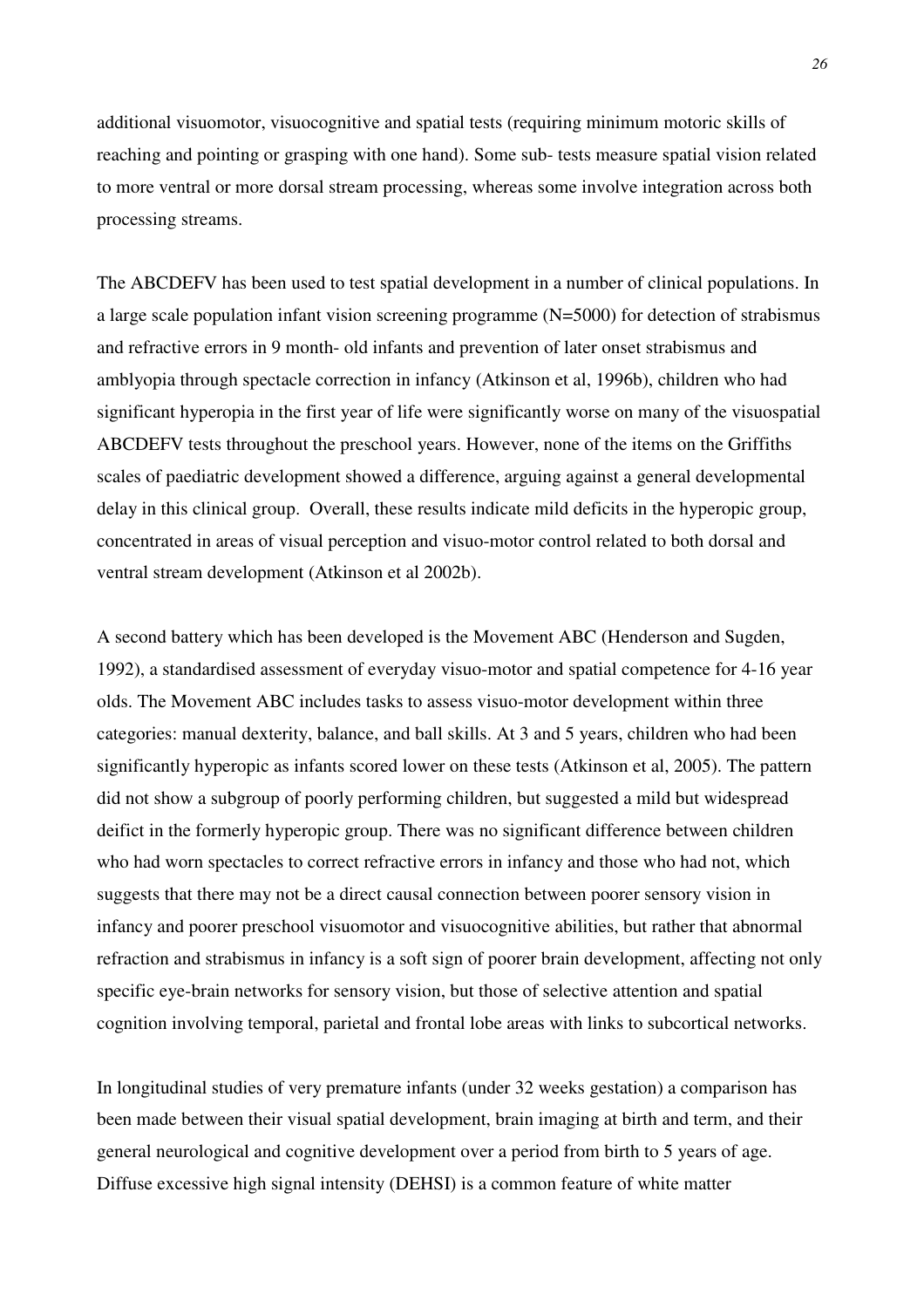additional visuomotor, visuocognitive and spatial tests (requiring minimum motoric skills of reaching and pointing or grasping with one hand). Some sub- tests measure spatial vision related to more ventral or more dorsal stream processing, whereas some involve integration across both processing streams.

The ABCDEFV has been used to test spatial development in a number of clinical populations. In a large scale population infant vision screening programme (N=5000) for detection of strabismus and refractive errors in 9 month- old infants and prevention of later onset strabismus and amblyopia through spectacle correction in infancy (Atkinson et al, 1996b), children who had significant hyperopia in the first year of life were significantly worse on many of the visuospatial ABCDEFV tests throughout the preschool years. However, none of the items on the Griffiths scales of paediatric development showed a difference, arguing against a general developmental delay in this clinical group. Overall, these results indicate mild deficits in the hyperopic group, concentrated in areas of visual perception and visuo-motor control related to both dorsal and ventral stream development (Atkinson et al 2002b).

A second battery which has been developed is the Movement ABC (Henderson and Sugden, 1992), a standardised assessment of everyday visuo-motor and spatial competence for 4-16 year olds. The Movement ABC includes tasks to assess visuo-motor development within three categories: manual dexterity, balance, and ball skills. At 3 and 5 years, children who had been significantly hyperopic as infants scored lower on these tests (Atkinson et al, 2005). The pattern did not show a subgroup of poorly performing children, but suggested a mild but widespread deifict in the formerly hyperopic group. There was no significant difference between children who had worn spectacles to correct refractive errors in infancy and those who had not, which suggests that there may not be a direct causal connection between poorer sensory vision in infancy and poorer preschool visuomotor and visuocognitive abilities, but rather that abnormal refraction and strabismus in infancy is a soft sign of poorer brain development, affecting not only specific eye-brain networks for sensory vision, but those of selective attention and spatial cognition involving temporal, parietal and frontal lobe areas with links to subcortical networks.

In longitudinal studies of very premature infants (under 32 weeks gestation) a comparison has been made between their visual spatial development, brain imaging at birth and term, and their general neurological and cognitive development over a period from birth to 5 years of age. Diffuse excessive high signal intensity (DEHSI) is a common feature of white matter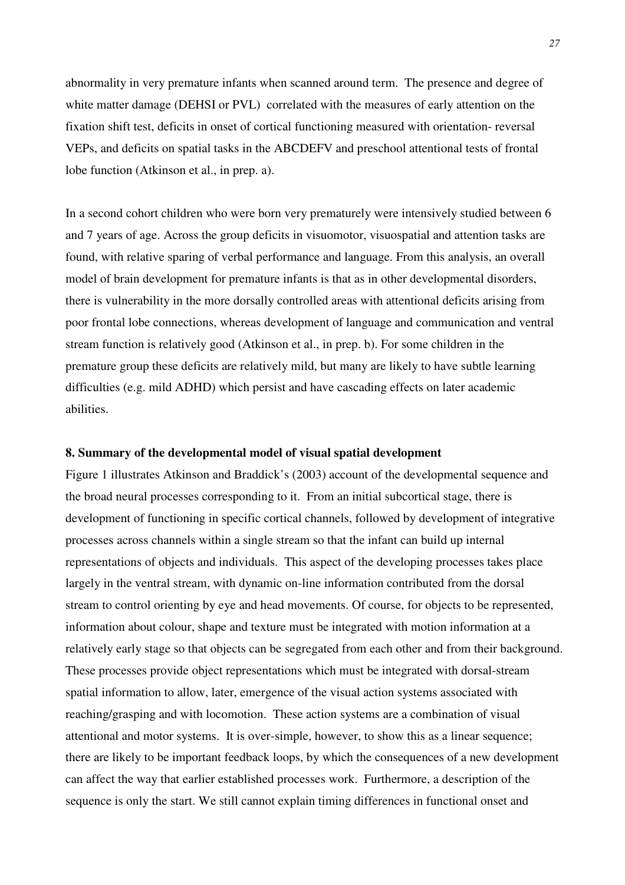abnormality in very premature infants when scanned around term. The presence and degree of white matter damage (DEHSI or PVL) correlated with the measures of early attention on the fixation shift test, deficits in onset of cortical functioning measured with orientation- reversal VEPs, and deficits on spatial tasks in the ABCDEFV and preschool attentional tests of frontal lobe function (Atkinson et al., in prep. a).

In a second cohort children who were born very prematurely were intensively studied between 6 and 7 years of age. Across the group deficits in visuomotor, visuospatial and attention tasks are found, with relative sparing of verbal performance and language. From this analysis, an overall model of brain development for premature infants is that as in other developmental disorders, there is vulnerability in the more dorsally controlled areas with attentional deficits arising from poor frontal lobe connections, whereas development of language and communication and ventral stream function is relatively good (Atkinson et al., in prep. b). For some children in the premature group these deficits are relatively mild, but many are likely to have subtle learning difficulties (e.g. mild ADHD) which persist and have cascading effects on later academic abilities.

## 8. Summary of the developmental model of visual spatial development

Figure 1 illustrates Atkinson and Braddick's (2003) account of the developmental sequence and the broad neural processes corresponding to it. From an initial subcortical stage, there is development of functioning in specific cortical channels, followed by development of integrative processes across channels within a single stream so that the infant can build up internal representations of objects and individuals. This aspect of the developing processes takes place largely in the ventral stream, with dynamic on-line information contributed from the dorsal stream to control orienting by eye and head movements. Of course, for objects to be represented, information about colour, shape and texture must be integrated with motion information at a relatively early stage so that objects can be segregated from each other and from their background. These processes provide object representations which must be integrated with dorsal-stream spatial information to allow, later, emergence of the visual action systems associated with reaching/grasping and with locomotion. These action systems are a combination of visual attentional and motor systems. It is over-simple, however, to show this as a linear sequence; there are likely to be important feedback loops, by which the consequences of a new development can affect the way that earlier established processes work. Furthermore, a description of the sequence is only the start. We still cannot explain timing differences in functional onset and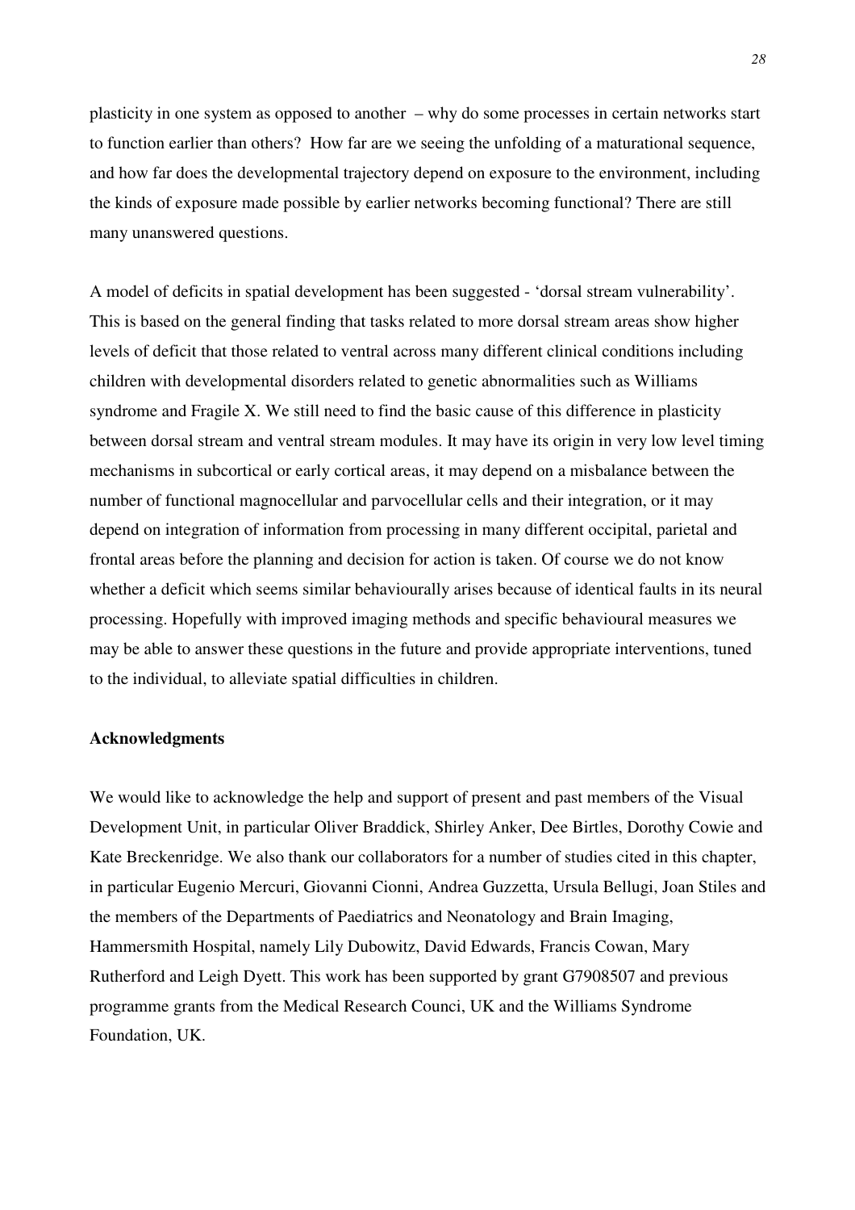plasticity in one system as opposed to another – why do some processes in certain networks start to function earlier than others? How far are we seeing the unfolding of a maturational sequence, and how far does the developmental trajectory depend on exposure to the environment, including the kinds of exposure made possible by earlier networks becoming functional? There are still many unanswered questions.

A model of deficits in spatial development has been suggested - 'dorsal stream vulnerability'. This is based on the general finding that tasks related to more dorsal stream areas show higher levels of deficit that those related to ventral across many different clinical conditions including children with developmental disorders related to genetic abnormalities such as Williams syndrome and Fragile X. We still need to find the basic cause of this difference in plasticity between dorsal stream and ventral stream modules. It may have its origin in very low level timing mechanisms in subcortical or early cortical areas, it may depend on a misbalance between the number of functional magnocellular and parvocellular cells and their integration, or it may depend on integration of information from processing in many different occipital, parietal and frontal areas before the planning and decision for action is taken. Of course we do not know whether a deficit which seems similar behaviourally arises because of identical faults in its neural processing. Hopefully with improved imaging methods and specific behavioural measures we may be able to answer these questions in the future and provide appropriate interventions, tuned to the individual, to alleviate spatial difficulties in children.

**Acknowledgments**

We would like to acknowledge the help and support of present and past members of the Visual Development Unit, in particular Oliver Braddick, Shirley Anker, Dee Birtles, Dorothy Cowie and Kate Breckenridge. We also thank our collaborators for a number of studies cited in this chapter, in particular Eugenio Mercuri, Giovanni Cionni, Andrea Guzzetta, Ursula Bellugi, Joan Stiles and the members of the Departments of Paediatrics and Neonatology and Brain Imaging, Hammersmith Hospital, namely Lily Dubowitz, David Edwards, Francis Cowan, Mary Rutherford and Leigh Dyett. This work has been supported by grant G7908507 and previous programme grants from the Medical Research Counci, UK and the Williams Syndrome Foundation, UK.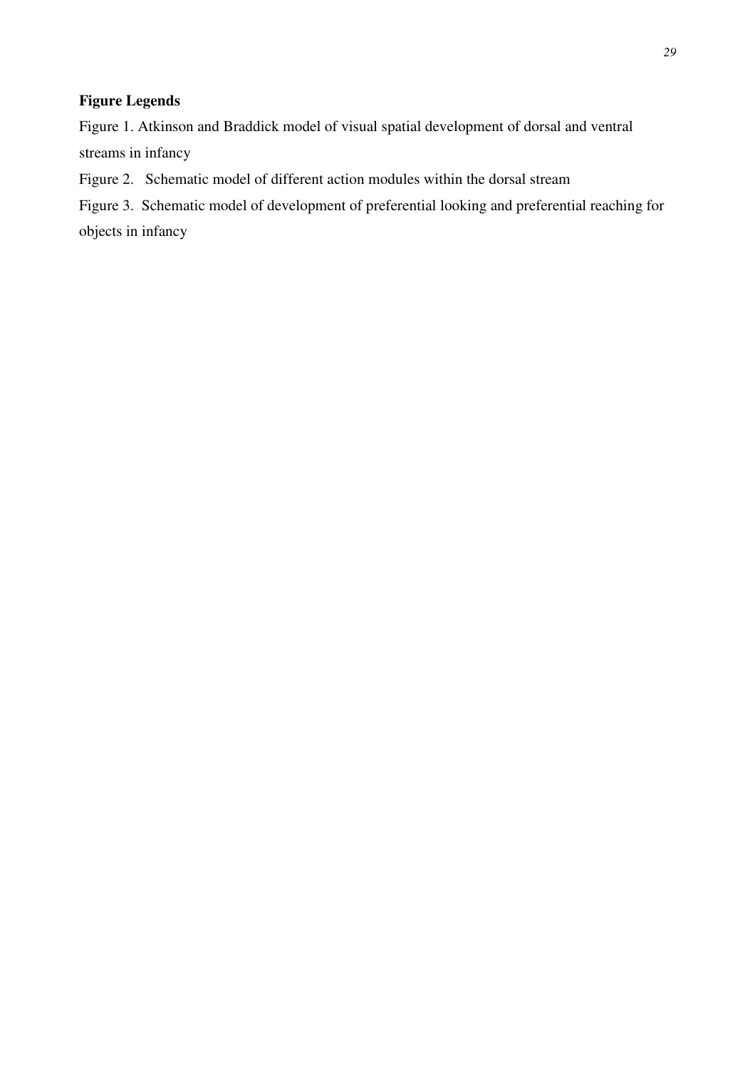**Figure Legends**

Figure 1. Atkinson and Braddick model of visual spatial development of dorsal and ventral streams in infancy

Figure 2. Schematic model of different action modules within the dorsal stream

Figure 3. Schematic model of development of preferential looking and preferential reaching for objects in infancy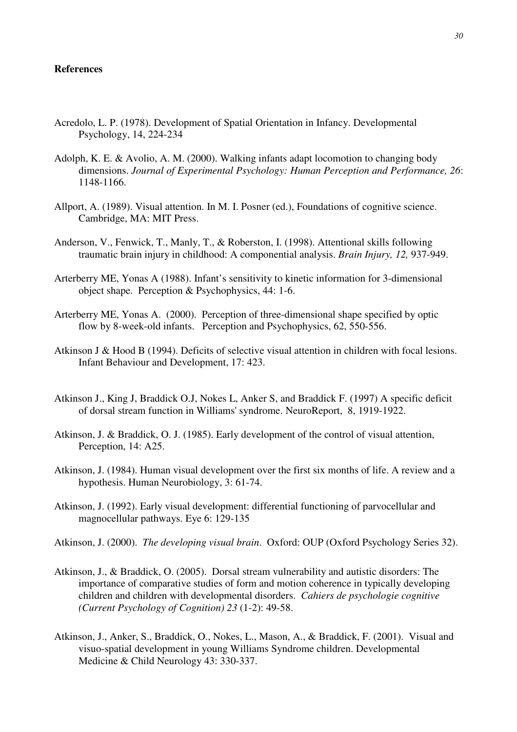**References**

Acredolo, L. P. (1978). Development of Spatial Orientation in Infancy. Developmental Psychology, 14, 224-234

Adolph, K. E. & Avolio, A. M. (2000). Walking infants adapt locomotion to changing body dimensions. *Journal of Experimental Psychology: Human Perception and Performance, 26*: 1148-1166.

Allport, A. (1989). Visual attention. In M. I. Posner (ed.), Foundations of cognitive science. Cambridge, MA: MIT Press.

Anderson, V., Fenwick, T., Manly, T., & Roberston, I. (1998). Attentional skills following traumatic brain injury in childhood: A componential analysis. *Brain Injury, 12,* 937-949.

Arterberry ME, Yonas A (1988). Infant's sensitivity to kinetic information for 3-dimensional object shape. Perception & Psychophysics, 44: 1-6.

Arterberry ME, Yonas A. (2000). Perception of three-dimensional shape specified by optic flow by 8-week-old infants. Perception and Psychophysics, 62, 550-556.

Atkinson J & Hood B (1994). Deficits of selective visual attention in children with focal lesions. Infant Behaviour and Development, 17: 423.

Atkinson J., King J, Braddick O.J, Nokes L, Anker S, and Braddick F. (1997) A specific deficit of dorsal stream function in Williams' syndrome. NeuroReport, 8, 1919-1922.

Atkinson, J. & Braddick, O. J. (1985). Early development of the control of visual attention, Perception, 14: A25.

Atkinson, J. (1984). Human visual development over the first six months of life. A review and a hypothesis. Human Neurobiology, 3: 61-74.

Atkinson, J. (1992). Early visual development: differential functioning of parvocellular and magnocellular pathways. Eye 6: 129-135

Atkinson, J. (2000). *The developing visual brain*. Oxford: OUP (Oxford Psychology Series 32).

Atkinson, J., & Braddick, O. (2005). Dorsal stream vulnerability and autistic disorders: The importance of comparative studies of form and motion coherence in typically developing children and children with developmental disorders. *Cahiers de psychologie cognitive (Current Psychology of Cognition) 23* (1-2): 49-58.

Atkinson, J., Anker, S., Braddick, O., Nokes, L., Mason, A., & Braddick, F. (2001). Visual and visuo-spatial development in young Williams Syndrome children. Developmental Medicine & Child Neurology 43: 330-337.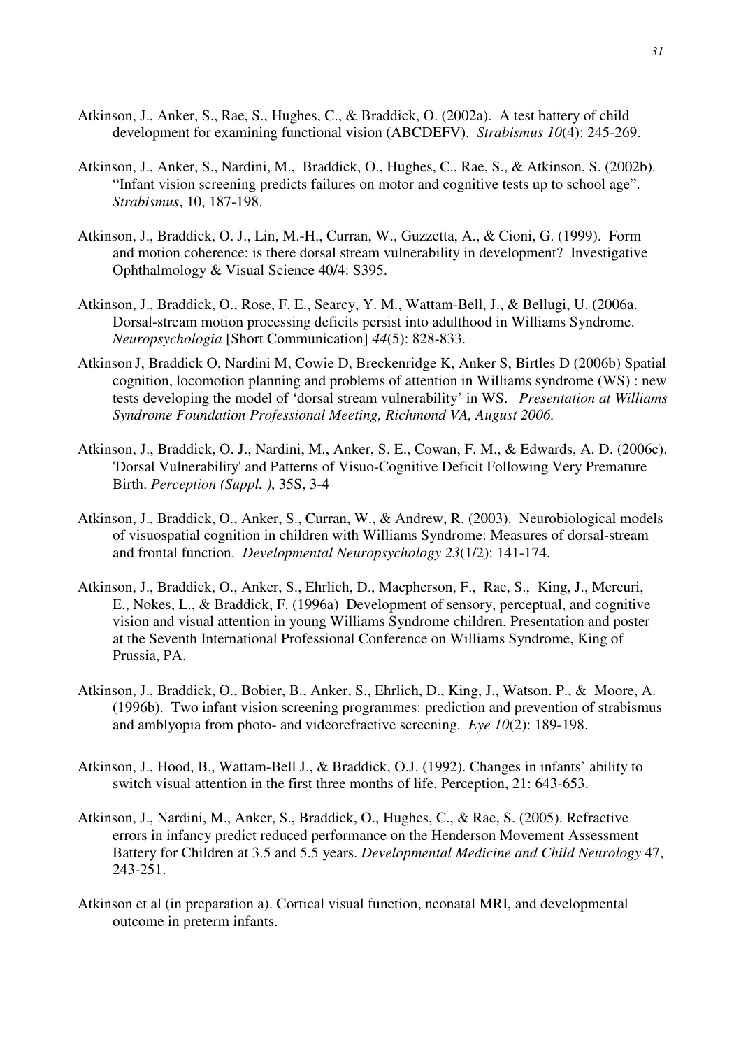Atkinson, J., Anker, S., Rae, S., Hughes, C., & Braddick, O. (2002a). A test battery of child development for examining functional vision (ABCDEFV). *Strabismus 10*(4): 245-269.

Atkinson, J., Anker, S., Nardini, M., Braddick, O., Hughes, C., Rae, S., & Atkinson, S. (2002b). "Infant vision screening predicts failures on motor and cognitive tests up to school age". *Strabismus*, 10, 187-198.

Atkinson, J., Braddick, O. J., Lin, M.-H., Curran, W., Guzzetta, A., & Cioni, G. (1999). Form and motion coherence: is there dorsal stream vulnerability in development? Investigative Ophthalmology & Visual Science 40/4: S395.

Atkinson, J., Braddick, O., Rose, F. E., Searcy, Y. M., Wattam-Bell, J., & Bellugi, U. (2006a. Dorsal-stream motion processing deficits persist into adulthood in Williams Syndrome. *Neuropsychologia* [Short Communication] *44*(5): 828-833.

Atkinson J, Braddick O, Nardini M, Cowie D, Breckenridge K, Anker S, Birtles D (2006b) Spatial cognition, locomotion planning and problems of attention in Williams syndrome (WS) : new tests developing the model of 'dorsal stream vulnerability' in WS. *Presentation at Williams Syndrome Foundation Professional Meeting, Richmond VA, August 2006.*

Atkinson, J., Braddick, O. J., Nardini, M., Anker, S. E., Cowan, F. M., & Edwards, A. D. (2006c). 'Dorsal Vulnerability' and Patterns of Visuo-Cognitive Deficit Following Very Premature Birth. *Perception (Suppl. )*, 35S, 3-4

Atkinson, J., Braddick, O., Anker, S., Curran, W., & Andrew, R. (2003). Neurobiological models of visuospatial cognition in children with Williams Syndrome: Measures of dorsal-stream and frontal function. *Developmental Neuropsychology 23*(1/2): 141-174.

Atkinson, J., Braddick, O., Anker, S., Ehrlich, D., Macpherson, F., Rae, S., King, J., Mercuri, E., Nokes, L., & Braddick, F. (1996a) Development of sensory, perceptual, and cognitive vision and visual attention in young Williams Syndrome children. Presentation and poster at the Seventh International Professional Conference on Williams Syndrome, King of Prussia, PA.

Atkinson, J., Braddick, O., Bobier, B., Anker, S., Ehrlich, D., King, J., Watson. P., & Moore, A. (1996b). Two infant vision screening programmes: prediction and prevention of strabismus and amblyopia from photo- and videorefractive screening. *Eye 10*(2): 189-198.

Atkinson, J., Hood, B., Wattam-Bell J., & Braddick, O.J. (1992). Changes in infants' ability to switch visual attention in the first three months of life. Perception, 21: 643-653.

Atkinson, J., Nardini, M., Anker, S., Braddick, O., Hughes, C., & Rae, S. (2005). Refractive errors in infancy predict reduced performance on the Henderson Movement Assessment Battery for Children at 3.5 and 5.5 years. *Developmental Medicine and Child Neurology* 47, 243-251.

Atkinson et al (in preparation a). Cortical visual function, neonatal MRI, and developmental outcome in preterm infants.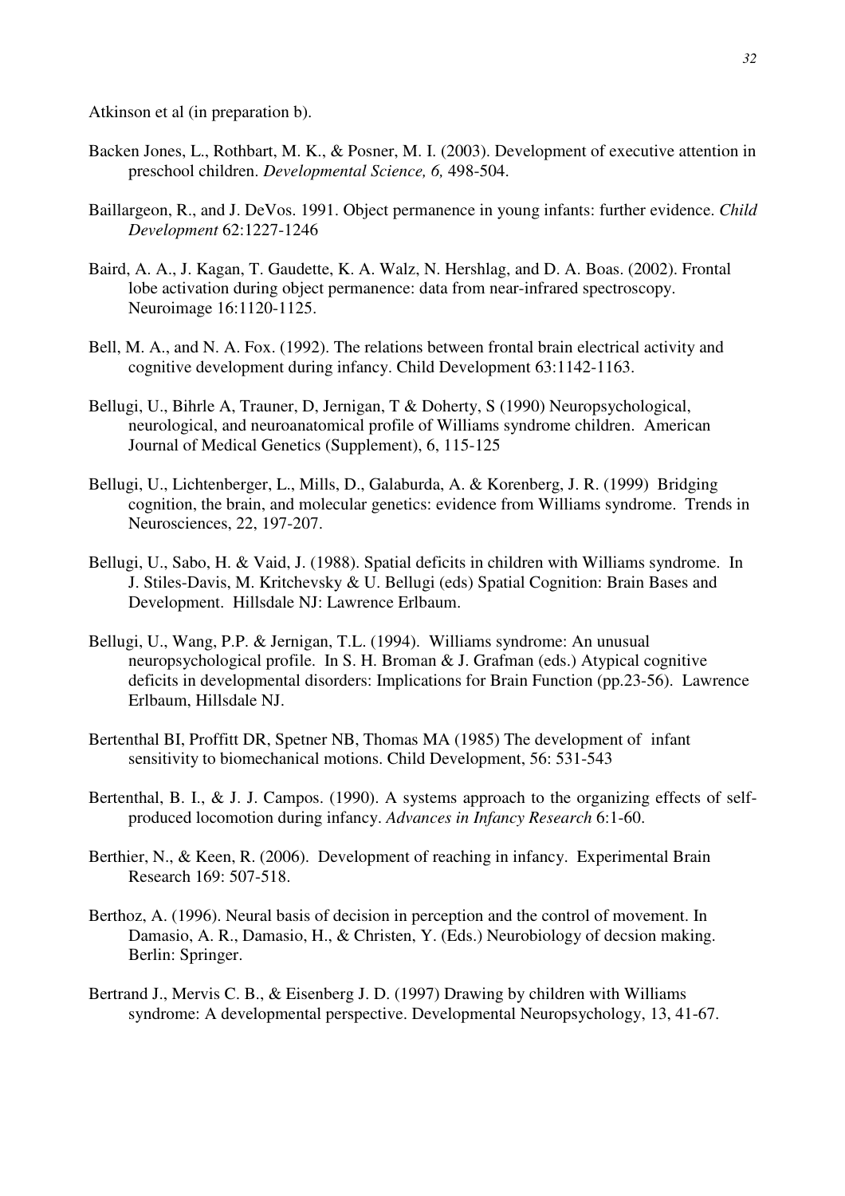Atkinson et al (in preparation b).

Backen Jones, L., Rothbart, M. K., & Posner, M. I. (2003). Development of executive attention in preschool children. *Developmental Science, 6,* 498-504.

Baillargeon, R., and J. DeVos. 1991. Object permanence in young infants: further evidence. *Child Development* 62:1227-1246

Baird, A. A., J. Kagan, T. Gaudette, K. A. Walz, N. Hershlag, and D. A. Boas. (2002). Frontal lobe activation during object permanence: data from near-infrared spectroscopy. Neuroimage 16:1120-1125.

Bell, M. A., and N. A. Fox. (1992). The relations between frontal brain electrical activity and cognitive development during infancy. Child Development 63:1142-1163.

Bellugi, U., Bihrle A, Trauner, D, Jernigan, T & Doherty, S (1990) Neuropsychological, neurological, and neuroanatomical profile of Williams syndrome children. American Journal of Medical Genetics (Supplement), 6, 115-125

Bellugi, U., Lichtenberger, L., Mills, D., Galaburda, A. & Korenberg, J. R. (1999) Bridging cognition, the brain, and molecular genetics: evidence from Williams syndrome. Trends in Neurosciences, 22, 197-207.

Bellugi, U., Sabo, H. & Vaid, J. (1988). Spatial deficits in children with Williams syndrome. In J. Stiles-Davis, M. Kritchevsky & U. Bellugi (eds) Spatial Cognition: Brain Bases and Development. Hillsdale NJ: Lawrence Erlbaum.

Bellugi, U., Wang, P.P. & Jernigan, T.L. (1994). Williams syndrome: An unusual neuropsychological profile. In S. H. Broman & J. Grafman (eds.) Atypical cognitive deficits in developmental disorders: Implications for Brain Function (pp.23-56). Lawrence Erlbaum, Hillsdale NJ.

Bertenthal BI, Proffitt DR, Spetner NB, Thomas MA (1985) The development of infant sensitivity to biomechanical motions. Child Development, 56: 531-543

Bertenthal, B. I., & J. J. Campos. (1990). A systems approach to the organizing effects of self-produced locomotion during infancy. *Advances in Infancy Research* 6:1-60.

Berthier, N., & Keen, R. (2006). Development of reaching in infancy. Experimental Brain Research 169: 507-518.

Berthoz, A. (1996). Neural basis of decision in perception and the control of movement. In Damasio, A. R., Damasio, H., & Christen, Y. (Eds.) Neurobiology of decsion making. Berlin: Springer.

Bertrand J., Mervis C. B., & Eisenberg J. D. (1997) Drawing by children with Williams syndrome: A developmental perspective. Developmental Neuropsychology, 13, 41-67.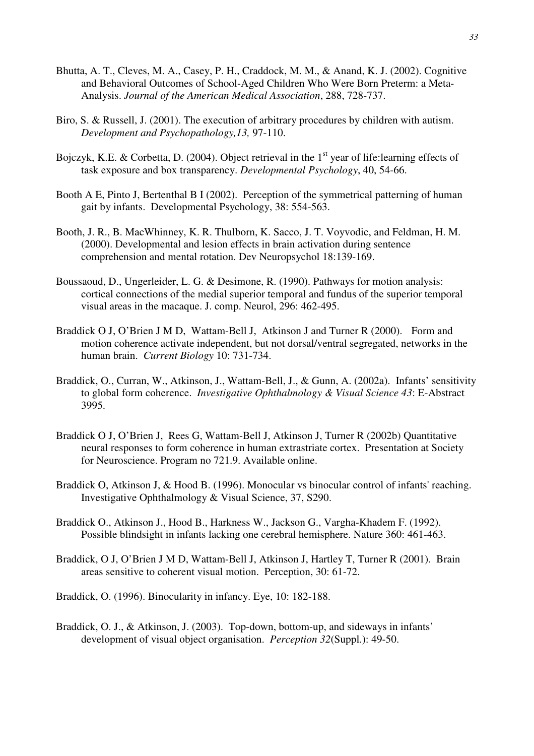Bhutta, A. T., Cleves, M. A., Casey, P. H., Craddock, M. M., & Anand, K. J. (2002). Cognitive and Behavioral Outcomes of School-Aged Children Who Were Born Preterm: a Meta-Analysis. *Journal of the American Medical Association*, 288, 728-737.

Biro, S. & Russell, J. (2001). The execution of arbitrary procedures by children with autism. *Development and Psychopathology,13,* 97-110.

Bojczyk, K.E. & Corbetta, D. (2004). Object retrieval in the 1st year of life:learning effects of task exposure and box transparency. *Developmental Psychology*, 40, 54-66.

Booth A E, Pinto J, Bertenthal B I (2002). Perception of the symmetrical patterning of human gait by infants. Developmental Psychology, 38: 554-563.

Booth, J. R., B. MacWhinney, K. R. Thulborn, K. Sacco, J. T. Voyvodic, and Feldman, H. M. (2000). Developmental and lesion effects in brain activation during sentence comprehension and mental rotation. Dev Neuropsychol 18:139-169.

Boussaoud, D., Ungerleider, L. G. & Desimone, R. (1990). Pathways for motion analysis: cortical connections of the medial superior temporal and fundus of the superior temporal visual areas in the macaque. J. comp. Neurol, 296: 462-495.

Braddick O J, O'Brien J M D, Wattam-Bell J, Atkinson J and Turner R (2000). Form and motion coherence activate independent, but not dorsal/ventral segregated, networks in the human brain. *Current Biology* 10: 731-734.

Braddick, O., Curran, W., Atkinson, J., Wattam-Bell, J., & Gunn, A. (2002a). Infants' sensitivity to global form coherence. *Investigative Ophthalmology & Visual Science 43*: E-Abstract 3995.

Braddick O J, O'Brien J, Rees G, Wattam-Bell J, Atkinson J, Turner R (2002b) Quantitative neural responses to form coherence in human extrastriate cortex. Presentation at Society for Neuroscience. Program no 721.9. Available online.

Braddick O, Atkinson J, & Hood B. (1996). Monocular vs binocular control of infants' reaching. Investigative Ophthalmology & Visual Science, 37, S290.

Braddick O., Atkinson J., Hood B., Harkness W., Jackson G., Vargha-Khadem F. (1992). Possible blindsight in infants lacking one cerebral hemisphere. Nature 360: 461-463.

Braddick, O J, O'Brien J M D, Wattam-Bell J, Atkinson J, Hartley T, Turner R (2001). Brain areas sensitive to coherent visual motion. Perception, 30: 61-72.

Braddick, O. (1996). Binocularity in infancy. Eye, 10: 182-188.

Braddick, O. J., & Atkinson, J. (2003). Top-down, bottom-up, and sideways in infants' development of visual object organisation. *Perception 32*(Suppl.): 49-50.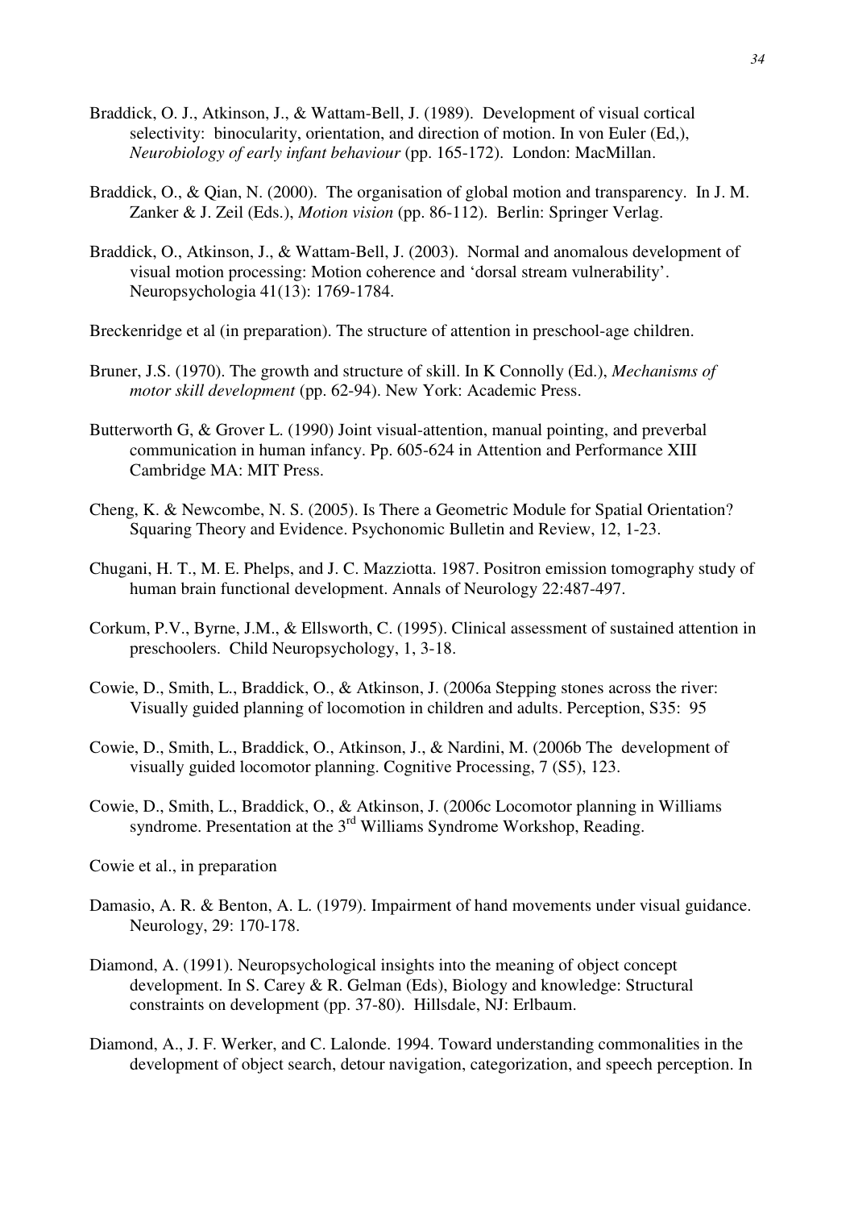Braddick, O. J., Atkinson, J., & Wattam-Bell, J. (1989). Development of visual cortical selectivity: binocularity, orientation, and direction of motion. In von Euler (Ed,), *Neurobiology of early infant behaviour* (pp. 165-172). London: MacMillan.

Braddick, O., & Qian, N. (2000). The organisation of global motion and transparency. In J. M. Zanker & J. Zeil (Eds.), *Motion vision* (pp. 86-112). Berlin: Springer Verlag.

Braddick, O., Atkinson, J., & Wattam-Bell, J. (2003). Normal and anomalous development of visual motion processing: Motion coherence and 'dorsal stream vulnerability'. Neuropsychologia 41(13): 1769-1784.

Breckenridge et al (in preparation). The structure of attention in preschool-age children.

Bruner, J.S. (1970). The growth and structure of skill. In K Connolly (Ed.), *Mechanisms of motor skill development* (pp. 62-94). New York: Academic Press.

Butterworth G, & Grover L. (1990) Joint visual-attention, manual pointing, and preverbal communication in human infancy. Pp. 605-624 in Attention and Performance XIII Cambridge MA: MIT Press.

Cheng, K. & Newcombe, N. S. (2005). Is There a Geometric Module for Spatial Orientation? Squaring Theory and Evidence. Psychonomic Bulletin and Review, 12, 1-23.

Chugani, H. T., M. E. Phelps, and J. C. Mazziotta. 1987. Positron emission tomography study of human brain functional development. Annals of Neurology 22:487-497.

Corkum, P.V., Byrne, J.M., & Ellsworth, C. (1995). Clinical assessment of sustained attention in preschoolers. Child Neuropsychology, 1, 3-18.

Cowie, D., Smith, L., Braddick, O., & Atkinson, J. (2006a Stepping stones across the river: Visually guided planning of locomotion in children and adults. Perception, S35: 95

Cowie, D., Smith, L., Braddick, O., Atkinson, J., & Nardini, M. (2006b The development of visually guided locomotor planning. Cognitive Processing, 7 (S5), 123.

Cowie, D., Smith, L., Braddick, O., & Atkinson, J. (2006c Locomotor planning in Williams syndrome. Presentation at the 3rd Williams Syndrome Workshop, Reading.

Cowie et al., in preparation

Damasio, A. R. & Benton, A. L. (1979). Impairment of hand movements under visual guidance. Neurology, 29: 170-178.

Diamond, A. (1991). Neuropsychological insights into the meaning of object concept development. In S. Carey & R. Gelman (Eds), Biology and knowledge: Structural constraints on development (pp. 37-80). Hillsdale, NJ: Erlbaum.

Diamond, A., J. F. Werker, and C. Lalonde. 1994. Toward understanding commonalities in the development of object search, detour navigation, categorization, and speech perception. In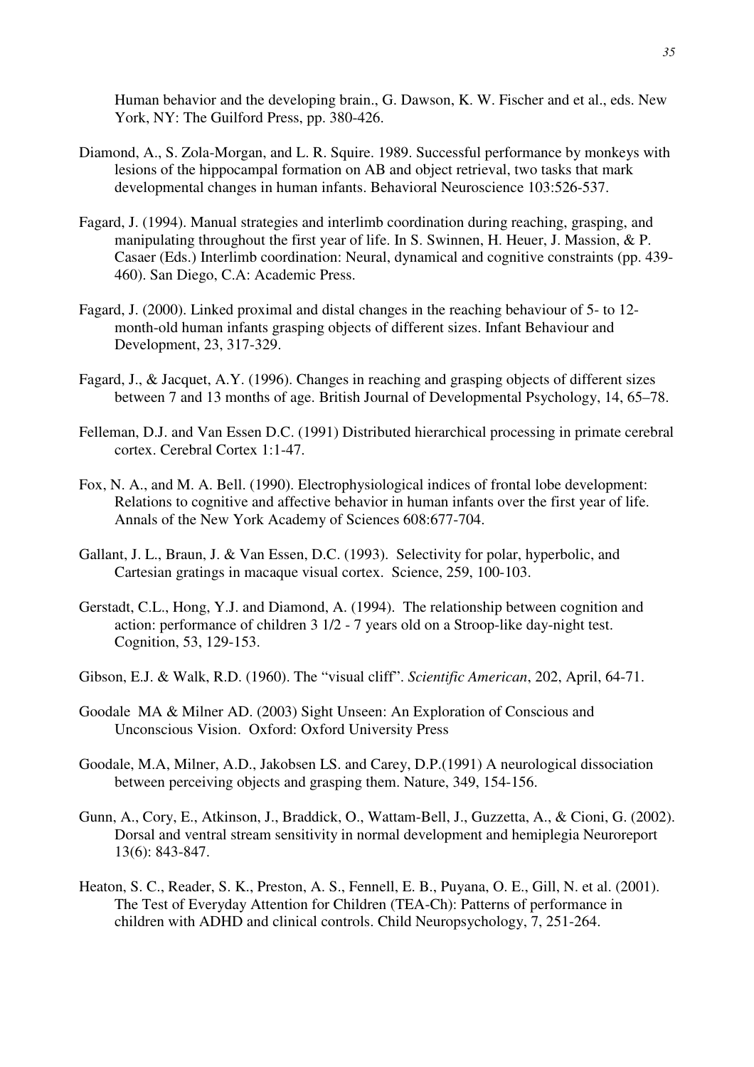Human behavior and the developing brain., G. Dawson, K. W. Fischer and et al., eds. New York, NY: The Guilford Press, pp. 380-426.

Diamond, A., S. Zola-Morgan, and L. R. Squire. 1989. Successful performance by monkeys with lesions of the hippocampal formation on AB and object retrieval, two tasks that mark developmental changes in human infants. Behavioral Neuroscience 103:526-537.

Fagard, J. (1994). Manual strategies and interlimb coordination during reaching, grasping, and manipulating throughout the first year of life. In S. Swinnen, H. Heuer, J. Massion, & P. Casaer (Eds.) Interlimb coordination: Neural, dynamical and cognitive constraints (pp. 439-460). San Diego, C.A: Academic Press.

Fagard, J. (2000). Linked proximal and distal changes in the reaching behaviour of 5- to 12-month-old human infants grasping objects of different sizes. Infant Behaviour and Development, 23, 317-329.

Fagard, J., & Jacquet, A.Y. (1996). Changes in reaching and grasping objects of different sizes between 7 and 13 months of age. British Journal of Developmental Psychology, 14, 65–78.

Felleman, D.J. and Van Essen D.C. (1991) Distributed hierarchical processing in primate cerebral cortex. Cerebral Cortex 1:1-47.

Fox, N. A., and M. A. Bell. (1990). Electrophysiological indices of frontal lobe development: Relations to cognitive and affective behavior in human infants over the first year of life. Annals of the New York Academy of Sciences 608:677-704.

Gallant, J. L., Braun, J. & Van Essen, D.C. (1993). Selectivity for polar, hyperbolic, and Cartesian gratings in macaque visual cortex. Science, 259, 100-103.

Gerstadt, C.L., Hong, Y.J. and Diamond, A. (1994). The relationship between cognition and action: performance of children 3 1/2 - 7 years old on a Stroop-like day-night test. Cognition, 53, 129-153.

Gibson, E.J. & Walk, R.D. (1960). The "visual cliff". *Scientific American*, 202, April, 64-71.

Goodale MA & Milner AD. (2003) Sight Unseen: An Exploration of Conscious and Unconscious Vision. Oxford: Oxford University Press

Goodale, M.A, Milner, A.D., Jakobsen LS. and Carey, D.P.(1991) A neurological dissociation between perceiving objects and grasping them. Nature, 349, 154-156.

Gunn, A., Cory, E., Atkinson, J., Braddick, O., Wattam-Bell, J., Guzzetta, A., & Cioni, G. (2002). Dorsal and ventral stream sensitivity in normal development and hemiplegia Neuroreport 13(6): 843-847.

Heaton, S. C., Reader, S. K., Preston, A. S., Fennell, E. B., Puyana, O. E., Gill, N. et al. (2001). The Test of Everyday Attention for Children (TEA-Ch): Patterns of performance in children with ADHD and clinical controls. Child Neuropsychology, 7, 251-264.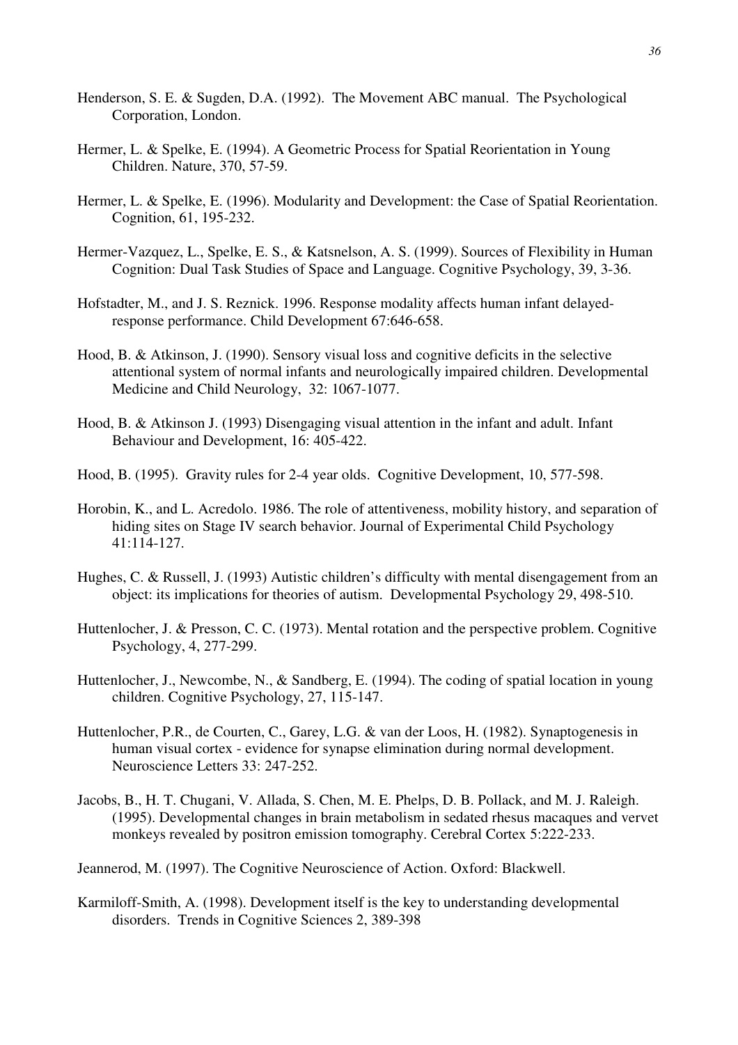Henderson, S. E. & Sugden, D.A. (1992). The Movement ABC manual. The Psychological Corporation, London.

Hermer, L. & Spelke, E. (1994). A Geometric Process for Spatial Reorientation in Young Children. Nature, 370, 57-59.

Hermer, L. & Spelke, E. (1996). Modularity and Development: the Case of Spatial Reorientation. Cognition, 61, 195-232.

Hermer-Vazquez, L., Spelke, E. S., & Katsnelson, A. S. (1999). Sources of Flexibility in Human Cognition: Dual Task Studies of Space and Language. Cognitive Psychology, 39, 3-36.

Hofstadter, M., and J. S. Reznick. 1996. Response modality affects human infant delayed-response performance. Child Development 67:646-658.

Hood, B. & Atkinson, J. (1990). Sensory visual loss and cognitive deficits in the selective attentional system of normal infants and neurologically impaired children. Developmental Medicine and Child Neurology, 32: 1067-1077.

Hood, B. & Atkinson J. (1993) Disengaging visual attention in the infant and adult. Infant Behaviour and Development, 16: 405-422.

Hood, B. (1995). Gravity rules for 2-4 year olds. Cognitive Development, 10, 577-598.

Horobin, K., and L. Acredolo. 1986. The role of attentiveness, mobility history, and separation of hiding sites on Stage IV search behavior. Journal of Experimental Child Psychology 41:114-127.

Hughes, C. & Russell, J. (1993) Autistic children's difficulty with mental disengagement from an object: its implications for theories of autism. Developmental Psychology 29, 498-510.

Huttenlocher, J. & Presson, C. C. (1973). Mental rotation and the perspective problem. Cognitive Psychology, 4, 277-299.

Huttenlocher, J., Newcombe, N., & Sandberg, E. (1994). The coding of spatial location in young children. Cognitive Psychology, 27, 115-147.

Huttenlocher, P.R., de Courten, C., Garey, L.G. & van der Loos, H. (1982). Synaptogenesis in human visual cortex - evidence for synapse elimination during normal development. Neuroscience Letters 33: 247-252.

Jacobs, B., H. T. Chugani, V. Allada, S. Chen, M. E. Phelps, D. B. Pollack, and M. J. Raleigh. (1995). Developmental changes in brain metabolism in sedated rhesus macaques and vervet monkeys revealed by positron emission tomography. Cerebral Cortex 5:222-233.

Jeannerod, M. (1997). The Cognitive Neuroscience of Action. Oxford: Blackwell.

Karmiloff-Smith, A. (1998). Development itself is the key to understanding developmental disorders. Trends in Cognitive Sciences 2, 389-398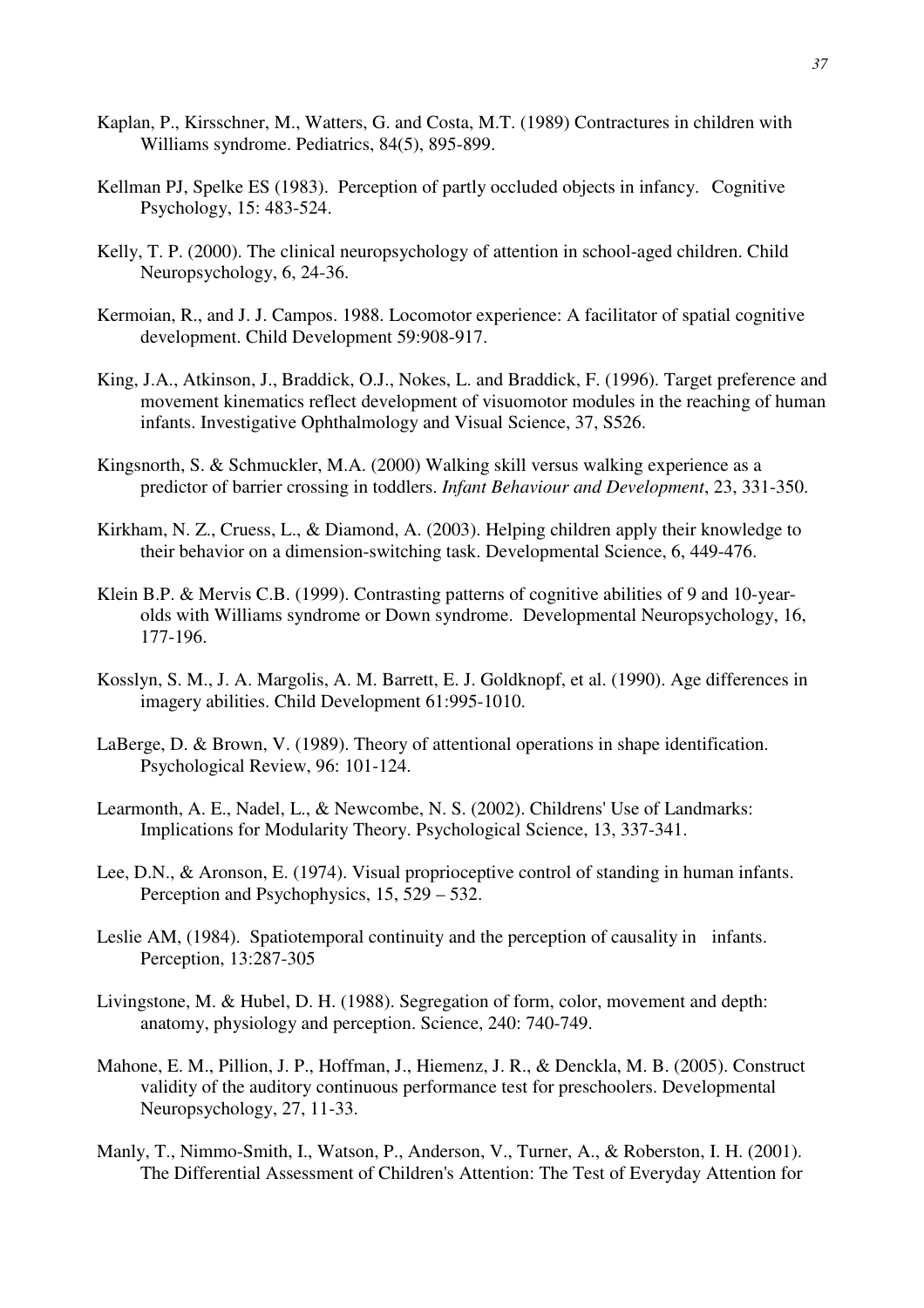Kaplan, P., Kirsschner, M., Watters, G. and Costa, M.T. (1989) Contractures in children with Williams syndrome. Pediatrics, 84(5), 895-899.

Kellman PJ, Spelke ES (1983). Perception of partly occluded objects in infancy. Cognitive Psychology, 15: 483-524.

Kelly, T. P. (2000). The clinical neuropsychology of attention in school-aged children. Child Neuropsychology, 6, 24-36.

Kermoian, R., and J. J. Campos. 1988. Locomotor experience: A facilitator of spatial cognitive development. Child Development 59:908-917.

King, J.A., Atkinson, J., Braddick, O.J., Nokes, L. and Braddick, F. (1996). Target preference and movement kinematics reflect development of visuomotor modules in the reaching of human infants. Investigative Ophthalmology and Visual Science, 37, S526.

Kingsnorth, S. & Schmuckler, M.A. (2000) Walking skill versus walking experience as a predictor of barrier crossing in toddlers. *Infant Behaviour and Development*, 23, 331-350.

Kirkham, N. Z., Cruess, L., & Diamond, A. (2003). Helping children apply their knowledge to their behavior on a dimension-switching task. Developmental Science, 6, 449-476.

Klein B.P. & Mervis C.B. (1999). Contrasting patterns of cognitive abilities of 9 and 10-year-olds with Williams syndrome or Down syndrome. Developmental Neuropsychology, 16, 177-196.

Kosslyn, S. M., J. A. Margolis, A. M. Barrett, E. J. Goldknopf, et al. (1990). Age differences in imagery abilities. Child Development 61:995-1010.

LaBerge, D. & Brown, V. (1989). Theory of attentional operations in shape identification. Psychological Review, 96: 101-124.

Learmonth, A. E., Nadel, L., & Newcombe, N. S. (2002). Childrens' Use of Landmarks: Implications for Modularity Theory. Psychological Science, 13, 337-341.

Lee, D.N., & Aronson, E. (1974). Visual proprioceptive control of standing in human infants. Perception and Psychophysics, 15, 529 – 532.

Leslie AM, (1984). Spatiotemporal continuity and the perception of causality in infants. Perception, 13:287-305

Livingstone, M. & Hubel, D. H. (1988). Segregation of form, color, movement and depth: anatomy, physiology and perception. Science, 240: 740-749.

Mahone, E. M., Pillion, J. P., Hoffman, J., Hiemenz, J. R., & Denckla, M. B. (2005). Construct validity of the auditory continuous performance test for preschoolers. Developmental Neuropsychology, 27, 11-33.

Manly, T., Nimmo-Smith, I., Watson, P., Anderson, V., Turner, A., & Roberston, I. H. (2001). The Differential Assessment of Children's Attention: The Test of Everyday Attention for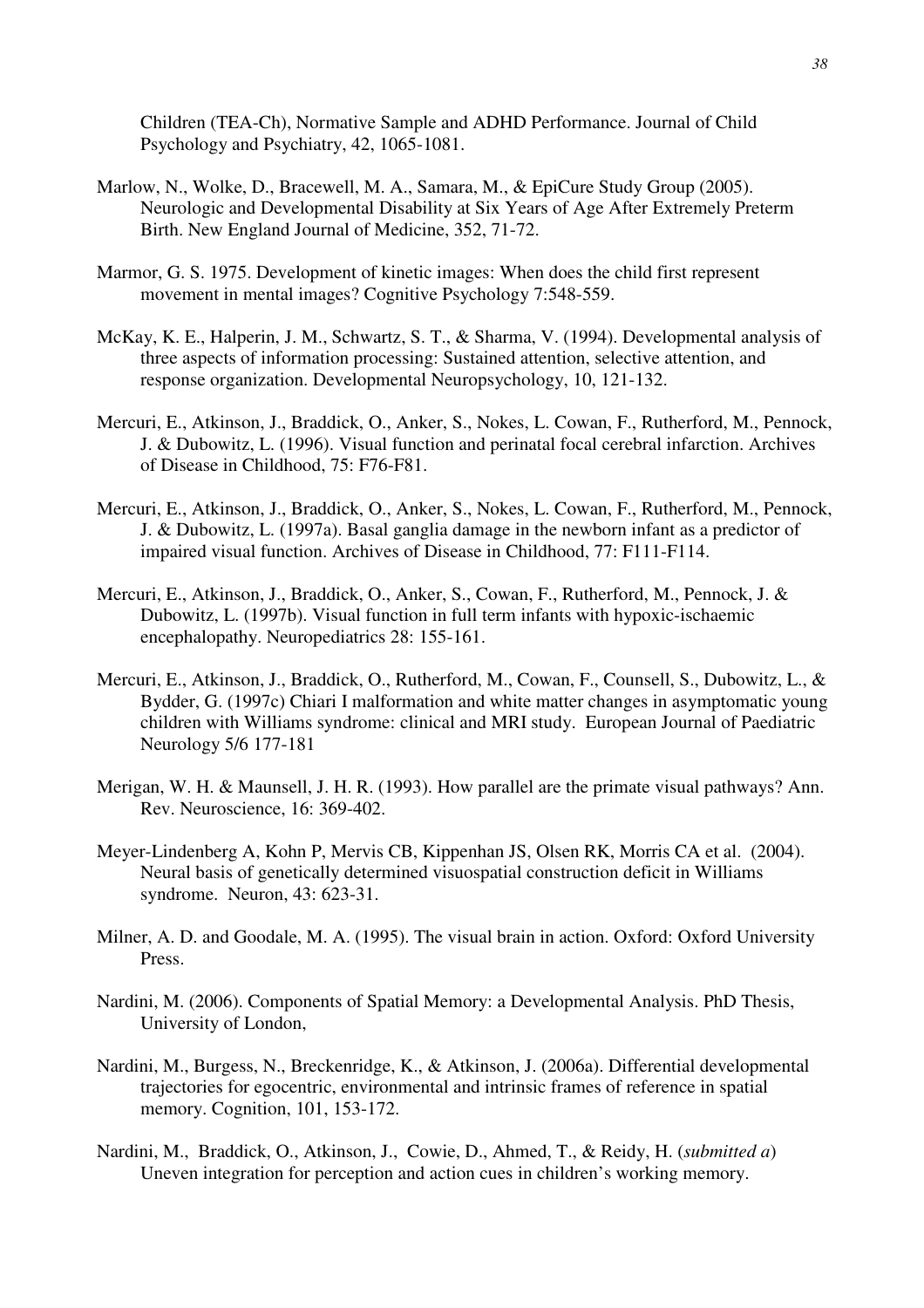Children (TEA-Ch), Normative Sample and ADHD Performance. Journal of Child Psychology and Psychiatry, 42, 1065-1081.

Marlow, N., Wolke, D., Bracewell, M. A., Samara, M., & EpiCure Study Group (2005). Neurologic and Developmental Disability at Six Years of Age After Extremely Preterm Birth. New England Journal of Medicine, 352, 71-72.

Marmor, G. S. 1975. Development of kinetic images: When does the child first represent movement in mental images? Cognitive Psychology 7:548-559.

McKay, K. E., Halperin, J. M., Schwartz, S. T., & Sharma, V. (1994). Developmental analysis of three aspects of information processing: Sustained attention, selective attention, and response organization. Developmental Neuropsychology, 10, 121-132.

Mercuri, E., Atkinson, J., Braddick, O., Anker, S., Nokes, L. Cowan, F., Rutherford, M., Pennock, J. & Dubowitz, L. (1996). Visual function and perinatal focal cerebral infarction. Archives of Disease in Childhood, 75: F76-F81.

Mercuri, E., Atkinson, J., Braddick, O., Anker, S., Nokes, L. Cowan, F., Rutherford, M., Pennock, J. & Dubowitz, L. (1997a). Basal ganglia damage in the newborn infant as a predictor of impaired visual function. Archives of Disease in Childhood, 77: F111-F114.

Mercuri, E., Atkinson, J., Braddick, O., Anker, S., Cowan, F., Rutherford, M., Pennock, J. & Dubowitz, L. (1997b). Visual function in full term infants with hypoxic-ischaemic encephalopathy. Neuropediatrics 28: 155-161.

Mercuri, E., Atkinson, J., Braddick, O., Rutherford, M., Cowan, F., Counsell, S., Dubowitz, L., & Bydder, G. (1997c) Chiari I malformation and white matter changes in asymptomatic young children with Williams syndrome: clinical and MRI study. European Journal of Paediatric Neurology 5/6 177-181

Merigan, W. H. & Maunsell, J. H. R. (1993). How parallel are the primate visual pathways? Ann. Rev. Neuroscience, 16: 369-402.

Meyer-Lindenberg A, Kohn P, Mervis CB, Kippenhan JS, Olsen RK, Morris CA et al. (2004). Neural basis of genetically determined visuospatial construction deficit in Williams syndrome. Neuron, 43: 623-31.

Milner, A. D. and Goodale, M. A. (1995). The visual brain in action. Oxford: Oxford University Press.

Nardini, M. (2006). Components of Spatial Memory: a Developmental Analysis. PhD Thesis, University of London,

Nardini, M., Burgess, N., Breckenridge, K., & Atkinson, J. (2006a). Differential developmental trajectories for egocentric, environmental and intrinsic frames of reference in spatial memory. Cognition, 101, 153-172.

Nardini, M., Braddick, O., Atkinson, J., Cowie, D., Ahmed, T., & Reidy, H. (*submitted a*) Uneven integration for perception and action cues in children's working memory.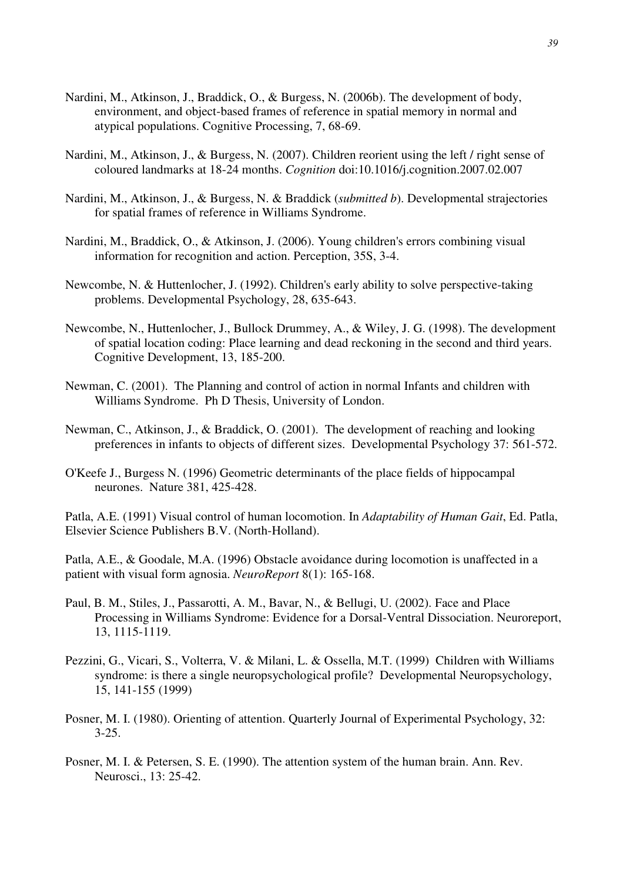Nardini, M., Atkinson, J., Braddick, O., & Burgess, N. (2006b). The development of body, environment, and object-based frames of reference in spatial memory in normal and atypical populations. Cognitive Processing, 7, 68-69.

Nardini, M., Atkinson, J., & Burgess, N. (2007). Children reorient using the left / right sense of coloured landmarks at 18-24 months. *Cognition* doi:10.1016/j.cognition.2007.02.007

Nardini, M., Atkinson, J., & Burgess, N. & Braddick (*submitted b*). Developmental strajectories for spatial frames of reference in Williams Syndrome.

Nardini, M., Braddick, O., & Atkinson, J. (2006). Young children's errors combining visual information for recognition and action. Perception, 35S, 3-4.

Newcombe, N. & Huttenlocher, J. (1992). Children's early ability to solve perspective-taking problems. Developmental Psychology, 28, 635-643.

Newcombe, N., Huttenlocher, J., Bullock Drummey, A., & Wiley, J. G. (1998). The development of spatial location coding: Place learning and dead reckoning in the second and third years. Cognitive Development, 13, 185-200.

Newman, C. (2001). The Planning and control of action in normal Infants and children with Williams Syndrome. Ph D Thesis, University of London.

Newman, C., Atkinson, J., & Braddick, O. (2001). The development of reaching and looking preferences in infants to objects of different sizes. Developmental Psychology 37: 561-572.

O'Keefe J., Burgess N. (1996) Geometric determinants of the place fields of hippocampal neurones. Nature 381, 425-428.

Patla, A.E. (1991) Visual control of human locomotion. In *Adaptability of Human Gait*, Ed. Patla, Elsevier Science Publishers B.V. (North-Holland).

Patla, A.E., & Goodale, M.A. (1996) Obstacle avoidance during locomotion is unaffected in a patient with visual form agnosia. *NeuroReport* 8(1): 165-168.

Paul, B. M., Stiles, J., Passarotti, A. M., Bavar, N., & Bellugi, U. (2002). Face and Place Processing in Williams Syndrome: Evidence for a Dorsal-Ventral Dissociation. Neuroreport, 13, 1115-1119.

Pezzini, G., Vicari, S., Volterra, V. & Milani, L. & Ossella, M.T. (1999) Children with Williams syndrome: is there a single neuropsychological profile? Developmental Neuropsychology, 15, 141-155 (1999)

Posner, M. I. (1980). Orienting of attention. Quarterly Journal of Experimental Psychology, 32: 3-25.

Posner, M. I. & Petersen, S. E. (1990). The attention system of the human brain. Ann. Rev. Neurosci., 13: 25-42.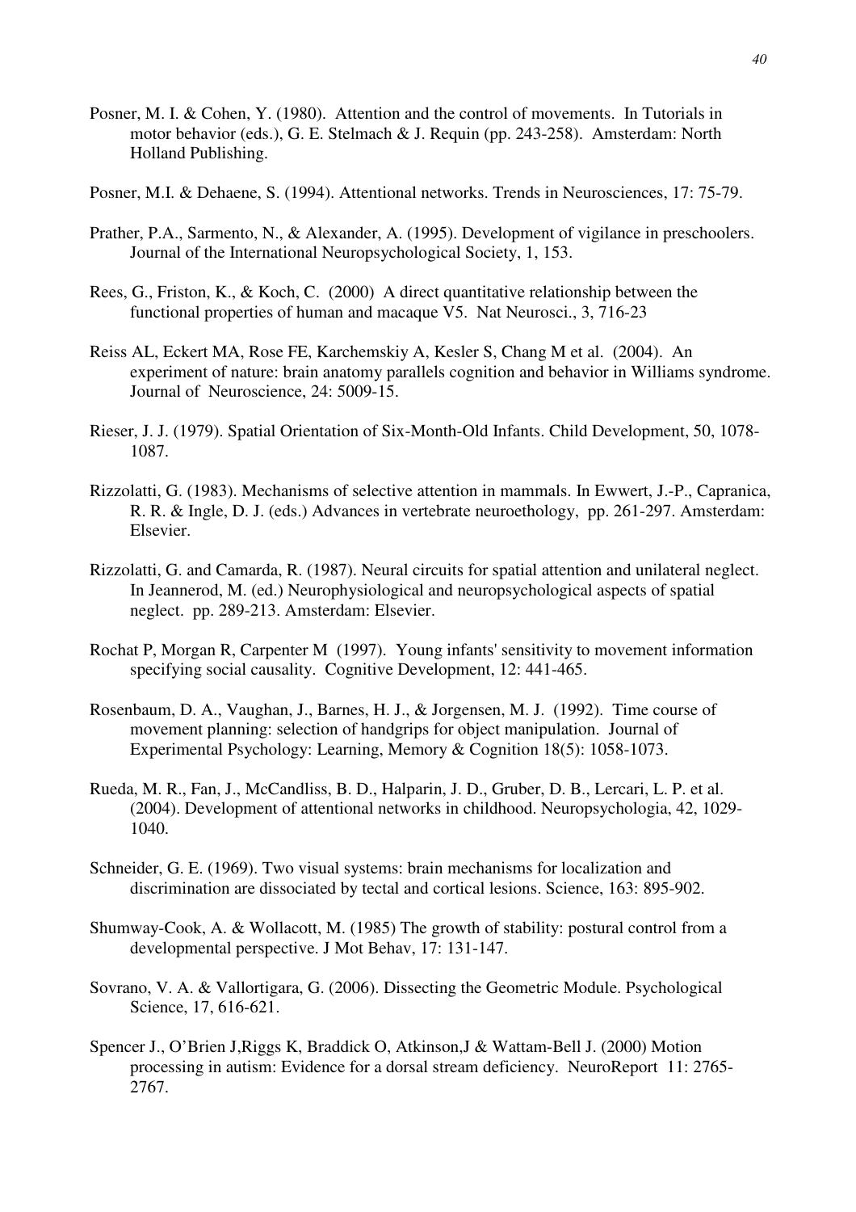Posner, M. I. & Cohen, Y. (1980). Attention and the control of movements. In Tutorials in motor behavior (eds.), G. E. Stelmach & J. Requin (pp. 243-258). Amsterdam: North Holland Publishing.

Posner, M.I. & Dehaene, S. (1994). Attentional networks. Trends in Neurosciences, 17: 75-79.

Prather, P.A., Sarmento, N., & Alexander, A. (1995). Development of vigilance in preschoolers. Journal of the International Neuropsychological Society, 1, 153.

Rees, G., Friston, K., & Koch, C. (2000) A direct quantitative relationship between the functional properties of human and macaque V5. Nat Neurosci., 3, 716-23

Reiss AL, Eckert MA, Rose FE, Karchemskiy A, Kesler S, Chang M et al. (2004). An experiment of nature: brain anatomy parallels cognition and behavior in Williams syndrome. Journal of Neuroscience, 24: 5009-15.

Rieser, J. J. (1979). Spatial Orientation of Six-Month-Old Infants. Child Development, 50, 1078-1087.

Rizzolatti, G. (1983). Mechanisms of selective attention in mammals. In Ewwert, J.-P., Capranica, R. R. & Ingle, D. J. (eds.) Advances in vertebrate neuroethology, pp. 261-297. Amsterdam: Elsevier.

Rizzolatti, G. and Camarda, R. (1987). Neural circuits for spatial attention and unilateral neglect. In Jeannerod, M. (ed.) Neurophysiological and neuropsychological aspects of spatial neglect. pp. 289-213. Amsterdam: Elsevier.

Rochat P, Morgan R, Carpenter M (1997). Young infants' sensitivity to movement information specifying social causality. Cognitive Development, 12: 441-465.

Rosenbaum, D. A., Vaughan, J., Barnes, H. J., & Jorgensen, M. J. (1992). Time course of movement planning: selection of handgrips for object manipulation. Journal of Experimental Psychology: Learning, Memory & Cognition 18(5): 1058-1073.

Rueda, M. R., Fan, J., McCandliss, B. D., Halparin, J. D., Gruber, D. B., Lercari, L. P. et al. (2004). Development of attentional networks in childhood. Neuropsychologia, 42, 1029-1040.

Schneider, G. E. (1969). Two visual systems: brain mechanisms for localization and discrimination are dissociated by tectal and cortical lesions. Science, 163: 895-902.

Shumway-Cook, A. & Wollacott, M. (1985) The growth of stability: postural control from a developmental perspective. J Mot Behav, 17: 131-147.

Sovrano, V. A. & Vallortigara, G. (2006). Dissecting the Geometric Module. Psychological Science, 17, 616-621.

Spencer J., O'Brien J,Riggs K, Braddick O, Atkinson,J & Wattam-Bell J. (2000) Motion processing in autism: Evidence for a dorsal stream deficiency. NeuroReport 11: 2765-2767.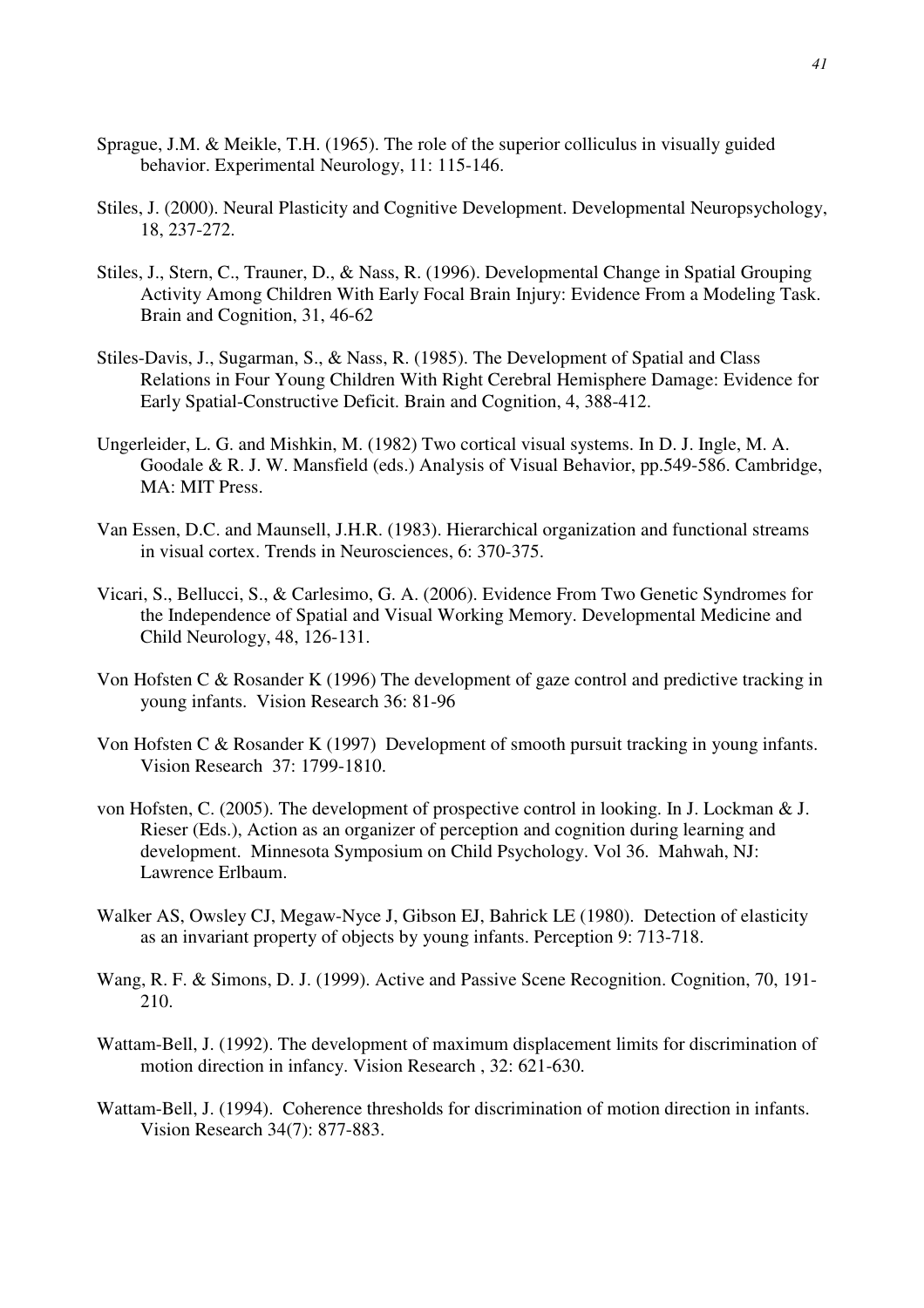Sprague, J.M. & Meikle, T.H. (1965). The role of the superior colliculus in visually guided behavior. Experimental Neurology, 11: 115-146.

Stiles, J. (2000). Neural Plasticity and Cognitive Development. Developmental Neuropsychology, 18, 237-272.

Stiles, J., Stern, C., Trauner, D., & Nass, R. (1996). Developmental Change in Spatial Grouping Activity Among Children With Early Focal Brain Injury: Evidence From a Modeling Task. Brain and Cognition, 31, 46-62

Stiles-Davis, J., Sugarman, S., & Nass, R. (1985). The Development of Spatial and Class Relations in Four Young Children With Right Cerebral Hemisphere Damage: Evidence for Early Spatial-Constructive Deficit. Brain and Cognition, 4, 388-412.

Ungerleider, L. G. and Mishkin, M. (1982) Two cortical visual systems. In D. J. Ingle, M. A. Goodale & R. J. W. Mansfield (eds.) Analysis of Visual Behavior, pp.549-586. Cambridge, MA: MIT Press.

Van Essen, D.C. and Maunsell, J.H.R. (1983). Hierarchical organization and functional streams in visual cortex. Trends in Neurosciences, 6: 370-375.

Vicari, S., Bellucci, S., & Carlesimo, G. A. (2006). Evidence From Two Genetic Syndromes for the Independence of Spatial and Visual Working Memory. Developmental Medicine and Child Neurology, 48, 126-131.

Von Hofsten C & Rosander K (1996) The development of gaze control and predictive tracking in young infants. Vision Research 36: 81-96

Von Hofsten C & Rosander K (1997) Development of smooth pursuit tracking in young infants. Vision Research 37: 1799-1810.

von Hofsten, C. (2005). The development of prospective control in looking. In J. Lockman & J. Rieser (Eds.), Action as an organizer of perception and cognition during learning and development. Minnesota Symposium on Child Psychology. Vol 36. Mahwah, NJ: Lawrence Erlbaum.

Walker AS, Owsley CJ, Megaw-Nyce J, Gibson EJ, Bahrick LE (1980). Detection of elasticity as an invariant property of objects by young infants. Perception 9: 713-718.

Wang, R. F. & Simons, D. J. (1999). Active and Passive Scene Recognition. Cognition, 70, 191-210.

Wattam-Bell, J. (1992). The development of maximum displacement limits for discrimination of motion direction in infancy. Vision Research , 32: 621-630.

Wattam-Bell, J. (1994). Coherence thresholds for discrimination of motion direction in infants. Vision Research 34(7): 877-883.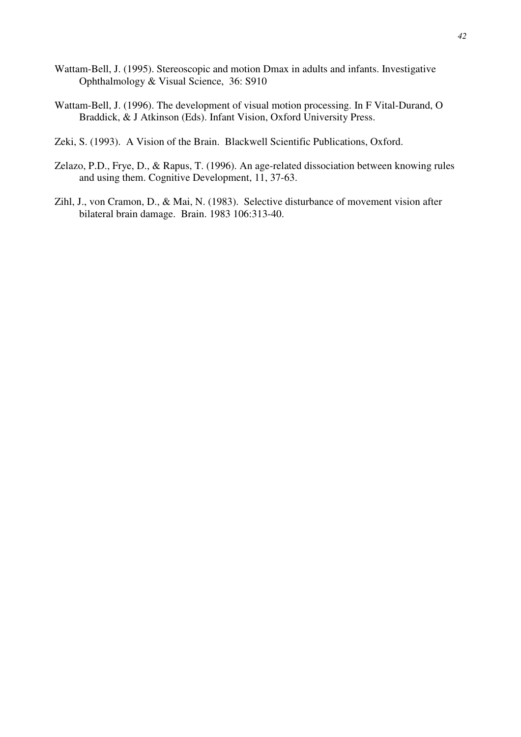Wattam-Bell, J. (1995). Stereoscopic and motion Dmax in adults and infants. Investigative Ophthalmology & Visual Science, 36: S910

Wattam-Bell, J. (1996). The development of visual motion processing. In F Vital-Durand, O Braddick, & J Atkinson (Eds). Infant Vision, Oxford University Press.

Zeki, S. (1993). A Vision of the Brain. Blackwell Scientific Publications, Oxford.

Zelazo, P.D., Frye, D., & Rapus, T. (1996). An age-related dissociation between knowing rules and using them. Cognitive Development, 11, 37-63.

Zihl, J., von Cramon, D., & Mai, N. (1983). Selective disturbance of movement vision after bilateral brain damage. Brain. 1983 106:313-40.